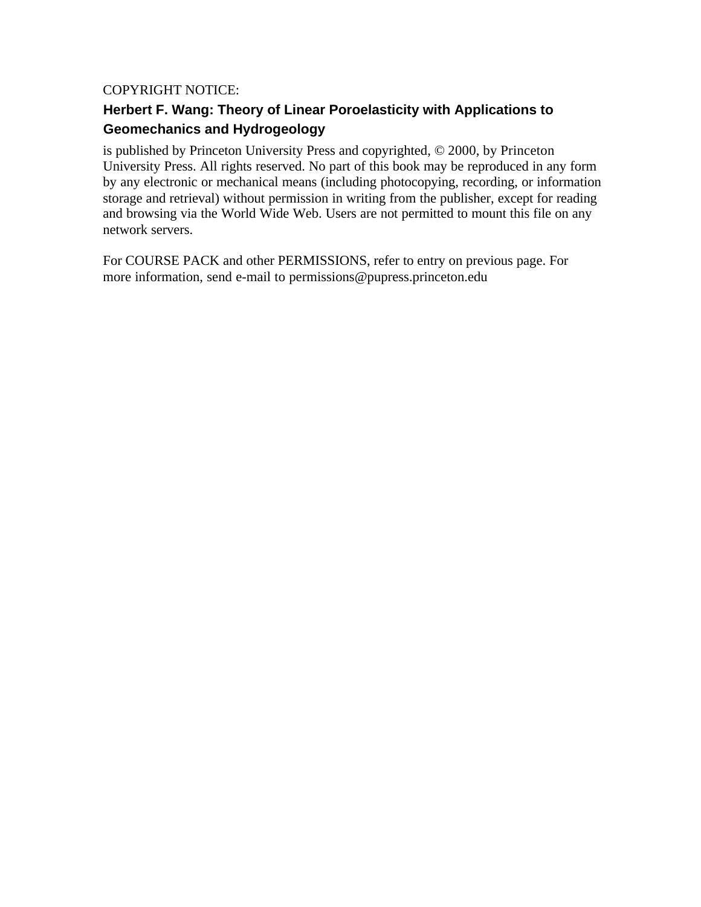COPYRIGHT NOTICE:

**Herbert F. Wang: Theory of Linear Poroelasticity with Applications to Geomechanics and Hydrogeology**

is published by Princeton University Press and copyrighted, © 2000, by Princeton University Press. All rights reserved. No part of this book may be reproduced in any form by any electronic or mechanical means (including photocopying, recording, or information storage and retrieval) without permission in writing from the publisher, except for reading and browsing via the World Wide Web. Users are not permitted to mount this file on any network servers.

For COURSE PACK and other PERMISSIONS, refer to entry on previous page. For more information, send e-mail to permissions@pupress.princeton.edu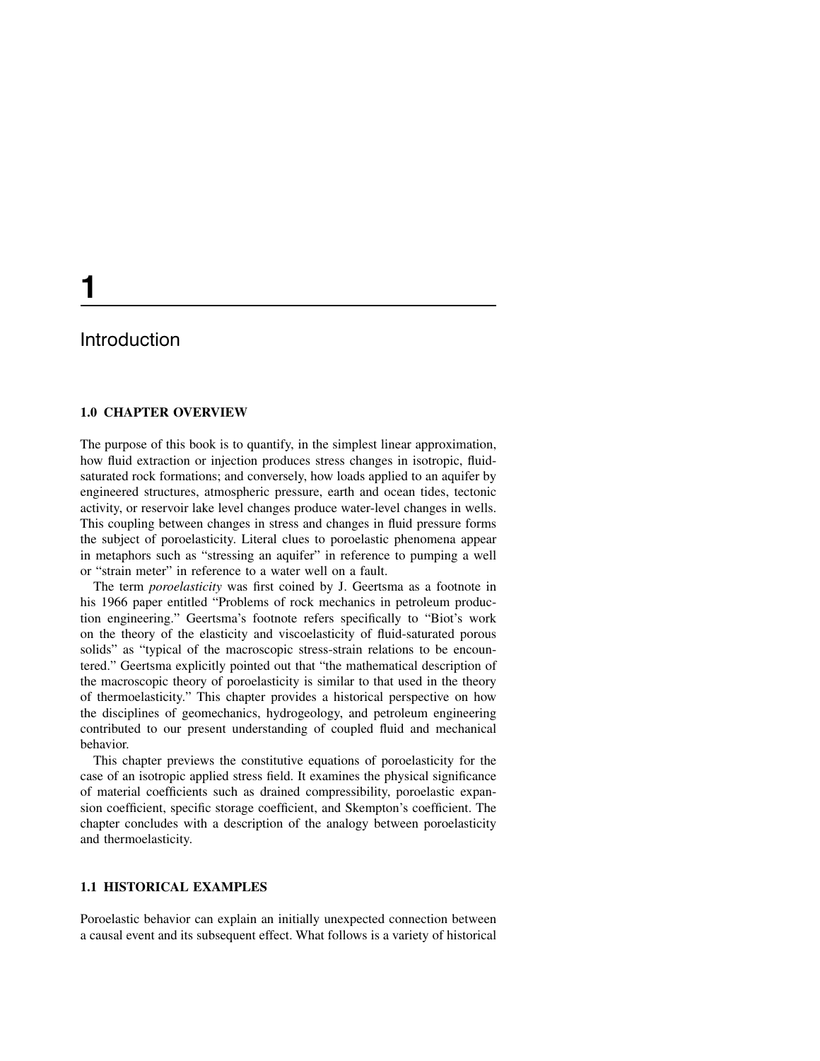# 1

# Introduction

## 1.0 CHAPTER OVERVIEW

The purpose of this book is to quantify, in the simplest linear approximation, how fluid extraction or injection produces stress changes in isotropic, fluid-saturated rock formations; and conversely, how loads applied to an aquifer by engineered structures, atmospheric pressure, earth and ocean tides, tectonic activity, or reservoir lake level changes produce water-level changes in wells. This coupling between changes in stress and changes in fluid pressure forms the subject of poroelasticity. Literal clues to poroelastic phenomena appear in metaphors such as "stressing an aquifer" in reference to pumping a well or "strain meter" in reference to a water well on a fault.

The term *poroelasticity* was first coined by J. Geertsma as a footnote in his 1966 paper entitled "Problems of rock mechanics in petroleum production engineering." Geertsma's footnote refers specifically to "Biot's work on the theory of the elasticity and viscoelasticity of fluid-saturated porous solids" as "typical of the macroscopic stress-strain relations to be encountered." Geertsma explicitly pointed out that "the mathematical description of the macroscopic theory of poroelasticity is similar to that used in the theory of thermoelasticity." This chapter provides a historical perspective on how the disciplines of geomechanics, hydrogeology, and petroleum engineering contributed to our present understanding of coupled fluid and mechanical behavior.

This chapter previews the constitutive equations of poroelasticity for the case of an isotropic applied stress field. It examines the physical significance of material coefficients such as drained compressibility, poroelastic expansion coefficient, specific storage coefficient, and Skempton's coefficient. The chapter concludes with a description of the analogy between poroelasticity and thermoelasticity.

## 1.1 HISTORICAL EXAMPLES

Poroelastic behavior can explain an initially unexpected connection between a causal event and its subsequent effect. What follows is a variety of historical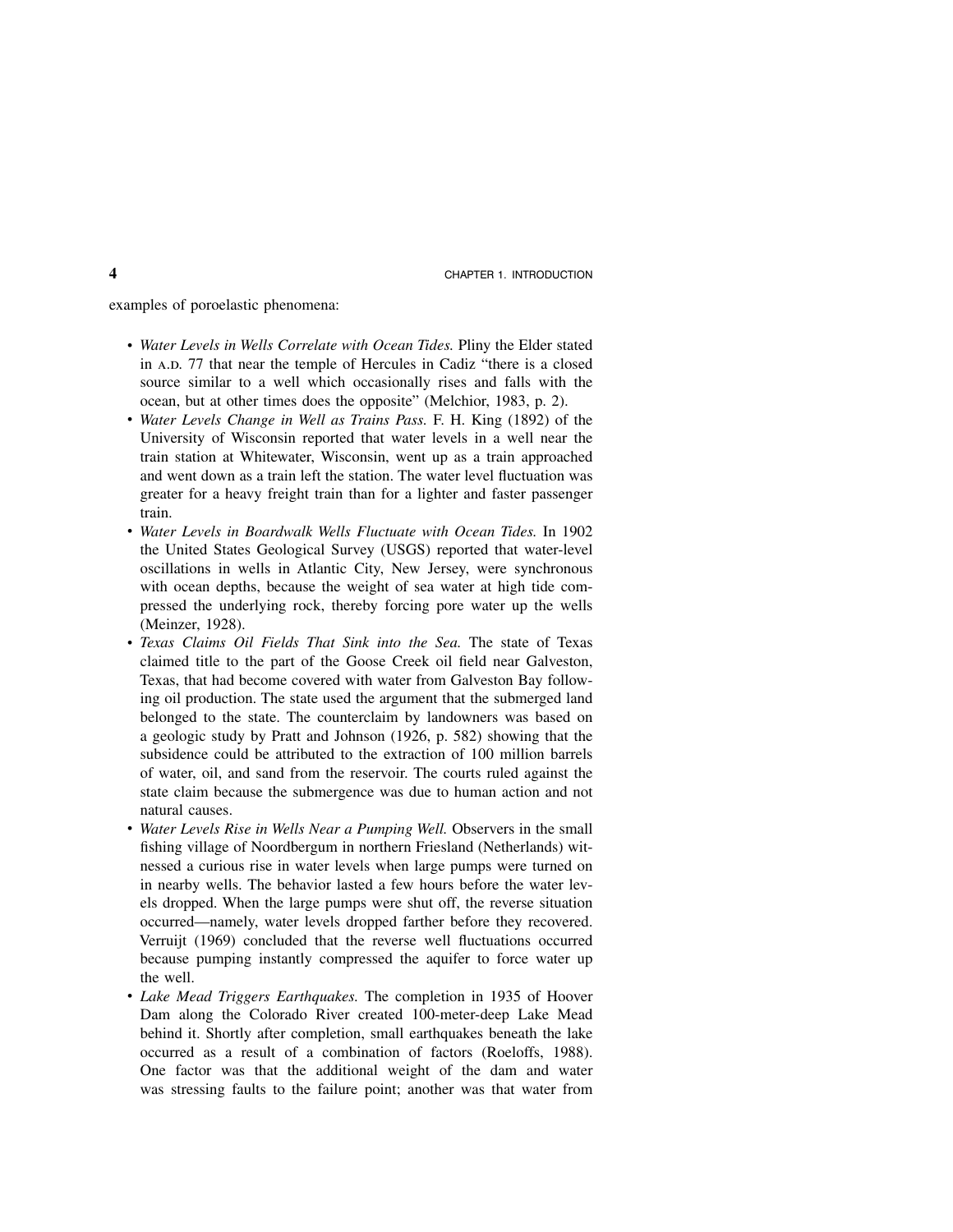examples of poroelastic phenomena:

- *Water Levels in Wells Correlate with Ocean Tides.* Pliny the Elder stated in A.D. 77 that near the temple of Hercules in Cadiz "there is a closed source similar to a well which occasionally rises and falls with the ocean, but at other times does the opposite" (Melchior, 1983, p. 2).
- *Water Levels Change in Well as Trains Pass.* F. H. King (1892) of the University of Wisconsin reported that water levels in a well near the train station at Whitewater, Wisconsin, went up as a train approached and went down as a train left the station. The water level fluctuation was greater for a heavy freight train than for a lighter and faster passenger train.
- *Water Levels in Boardwalk Wells Fluctuate with Ocean Tides.* In 1902 the United States Geological Survey (USGS) reported that water-level oscillations in wells in Atlantic City, New Jersey, were synchronous with ocean depths, because the weight of sea water at high tide compressed the underlying rock, thereby forcing pore water up the wells (Meinzer, 1928).
- *Texas Claims Oil Fields That Sink into the Sea.* The state of Texas claimed title to the part of the Goose Creek oil field near Galveston, Texas, that had become covered with water from Galveston Bay following oil production. The state used the argument that the submerged land belonged to the state. The counterclaim by landowners was based on a geologic study by Pratt and Johnson (1926, p. 582) showing that the subsidence could be attributed to the extraction of 100 million barrels of water, oil, and sand from the reservoir. The courts ruled against the state claim because the submergence was due to human action and not natural causes.
- *Water Levels Rise in Wells Near a Pumping Well.* Observers in the small fishing village of Noordbergum in northern Friesland (Netherlands) witnessed a curious rise in water levels when large pumps were turned on in nearby wells. The behavior lasted a few hours before the water levels dropped. When the large pumps were shut off, the reverse situation occurred—namely, water levels dropped farther before they recovered. Verruijt (1969) concluded that the reverse well fluctuations occurred because pumping instantly compressed the aquifer to force water up the well.
- *Lake Mead Triggers Earthquakes.* The completion in 1935 of Hoover Dam along the Colorado River created 100-meter-deep Lake Mead behind it. Shortly after completion, small earthquakes beneath the lake occurred as a result of a combination of factors (Roeloffs, 1988). One factor was that the additional weight of the dam and water was stressing faults to the failure point; another was that water from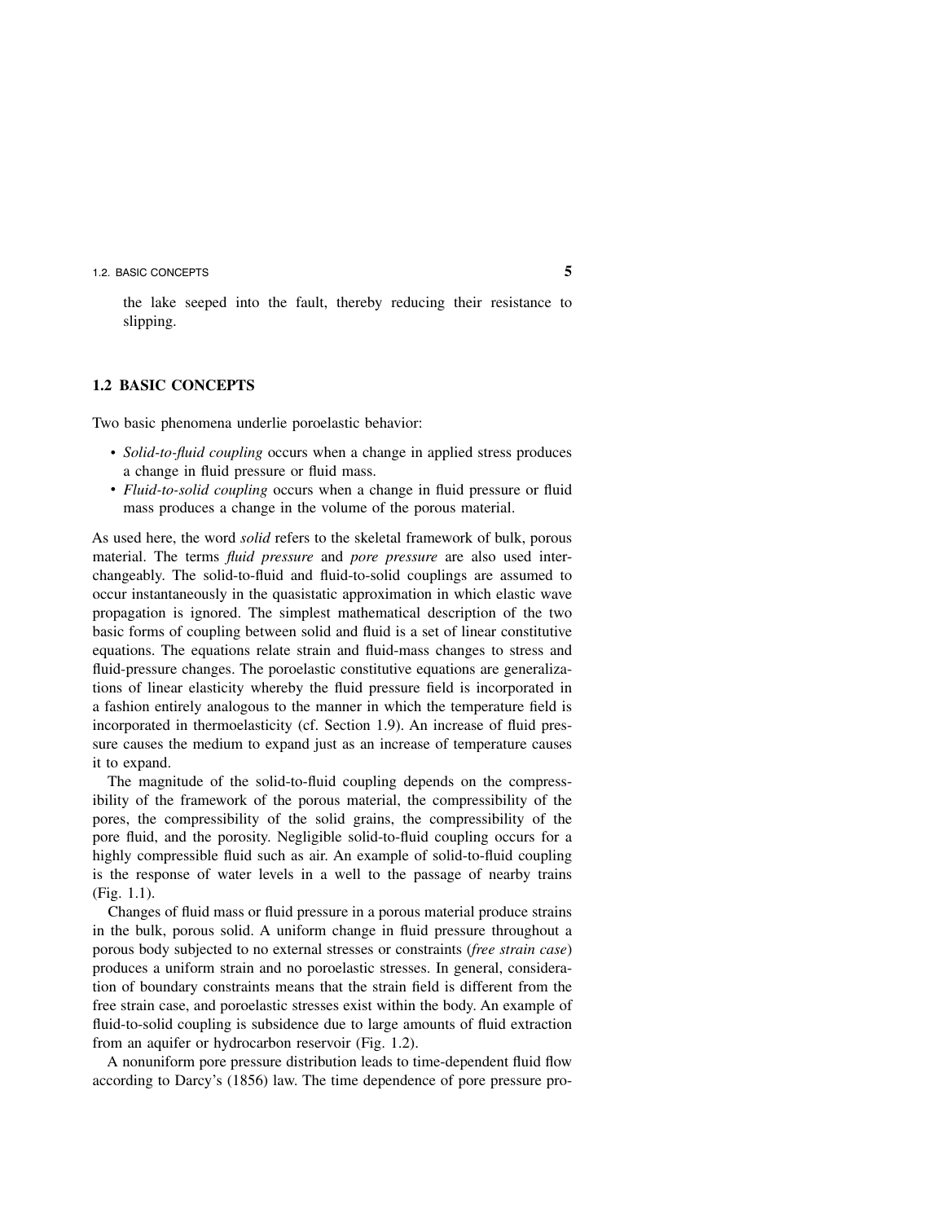the lake seeped into the fault, thereby reducing their resistance to slipping.

## 1.2 BASIC CONCEPTS

Two basic phenomena underlie poroelastic behavior:

- *Solid-to-fluid coupling* occurs when a change in applied stress produces a change in fluid pressure or fluid mass.
- *Fluid-to-solid coupling* occurs when a change in fluid pressure or fluid mass produces a change in the volume of the porous material.

As used here, the word *solid* refers to the skeletal framework of bulk, porous material. The terms *fluid pressure* and *pore pressure* are also used interchangeably. The solid-to-fluid and fluid-to-solid couplings are assumed to occur instantaneously in the quasistatic approximation in which elastic wave propagation is ignored. The simplest mathematical description of the two basic forms of coupling between solid and fluid is a set of linear constitutive equations. The equations relate strain and fluid-mass changes to stress and fluid-pressure changes. The poroelastic constitutive equations are generalizations of linear elasticity whereby the fluid pressure field is incorporated in a fashion entirely analogous to the manner in which the temperature field is incorporated in thermoelasticity (cf. Section 1.9). An increase of fluid pressure causes the medium to expand just as an increase of temperature causes it to expand.

The magnitude of the solid-to-fluid coupling depends on the compressibility of the framework of the porous material, the compressibility of the pores, the compressibility of the solid grains, the compressibility of the pore fluid, and the porosity. Negligible solid-to-fluid coupling occurs for a highly compressible fluid such as air. An example of solid-to-fluid coupling is the response of water levels in a well to the passage of nearby trains (Fig. 1.1).

Changes of fluid mass or fluid pressure in a porous material produce strains in the bulk, porous solid. A uniform change in fluid pressure throughout a porous body subjected to no external stresses or constraints (*free strain case*) produces a uniform strain and no poroelastic stresses. In general, consideration of boundary constraints means that the strain field is different from the free strain case, and poroelastic stresses exist within the body. An example of fluid-to-solid coupling is subsidence due to large amounts of fluid extraction from an aquifer or hydrocarbon reservoir (Fig. 1.2).

A nonuniform pore pressure distribution leads to time-dependent fluid flow according to Darcy's (1856) law. The time dependence of pore pressure pro-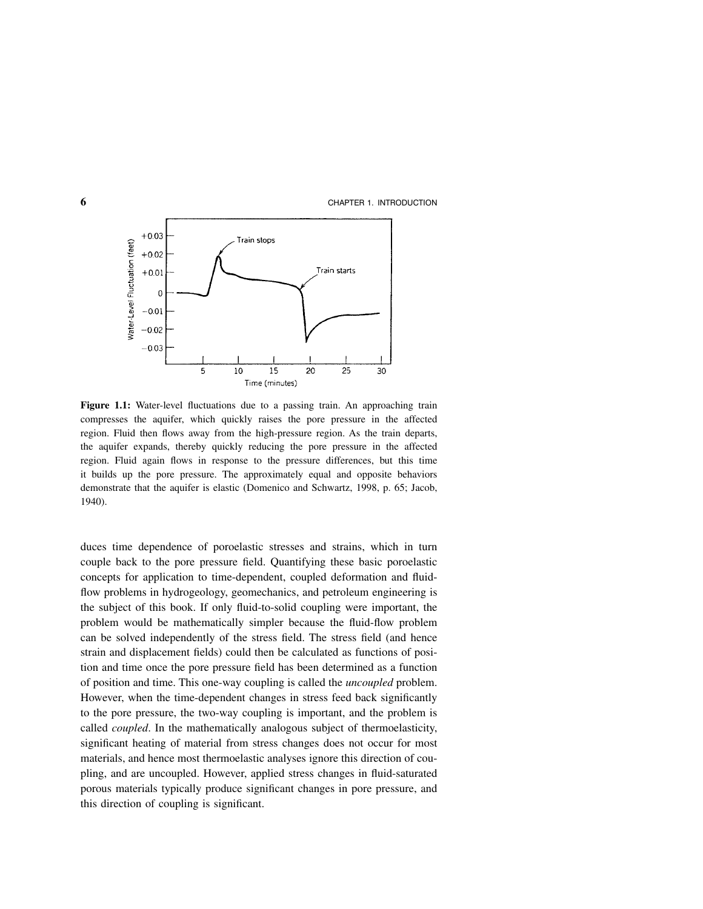**Figure 1.1:** Water-level fluctuations due to a passing train. An approaching train compresses the aquifer, which quickly raises the pore pressure in the affected region. Fluid then flows away from the high-pressure region. As the train departs, the aquifer expands, thereby quickly reducing the pore pressure in the affected region. Fluid again flows in response to the pressure differences, but this time it builds up the pore pressure. The approximately equal and opposite behaviors demonstrate that the aquifer is elastic (Domenico and Schwartz, 1998, p. 65; Jacob, 1940).

duces time dependence of poroelastic stresses and strains, which in turn couple back to the pore pressure field. Quantifying these basic poroelastic concepts for application to time-dependent, coupled deformation and fluid-flow problems in hydrogeology, geomechanics, and petroleum engineering is the subject of this book. If only fluid-to-solid coupling were important, the problem would be mathematically simpler because the fluid-flow problem can be solved independently of the stress field. The stress field (and hence strain and displacement fields) could then be calculated as functions of position and time once the pore pressure field has been determined as a function of position and time. This one-way coupling is called the *uncoupled* problem. However, when the time-dependent changes in stress feed back significantly to the pore pressure, the two-way coupling is important, and the problem is called *coupled*. In the mathematically analogous subject of thermoelasticity, significant heating of material from stress changes does not occur for most materials, and hence most thermoelastic analyses ignore this direction of coupling, and are uncoupled. However, applied stress changes in fluid-saturated porous materials typically produce significant changes in pore pressure, and this direction of coupling is significant.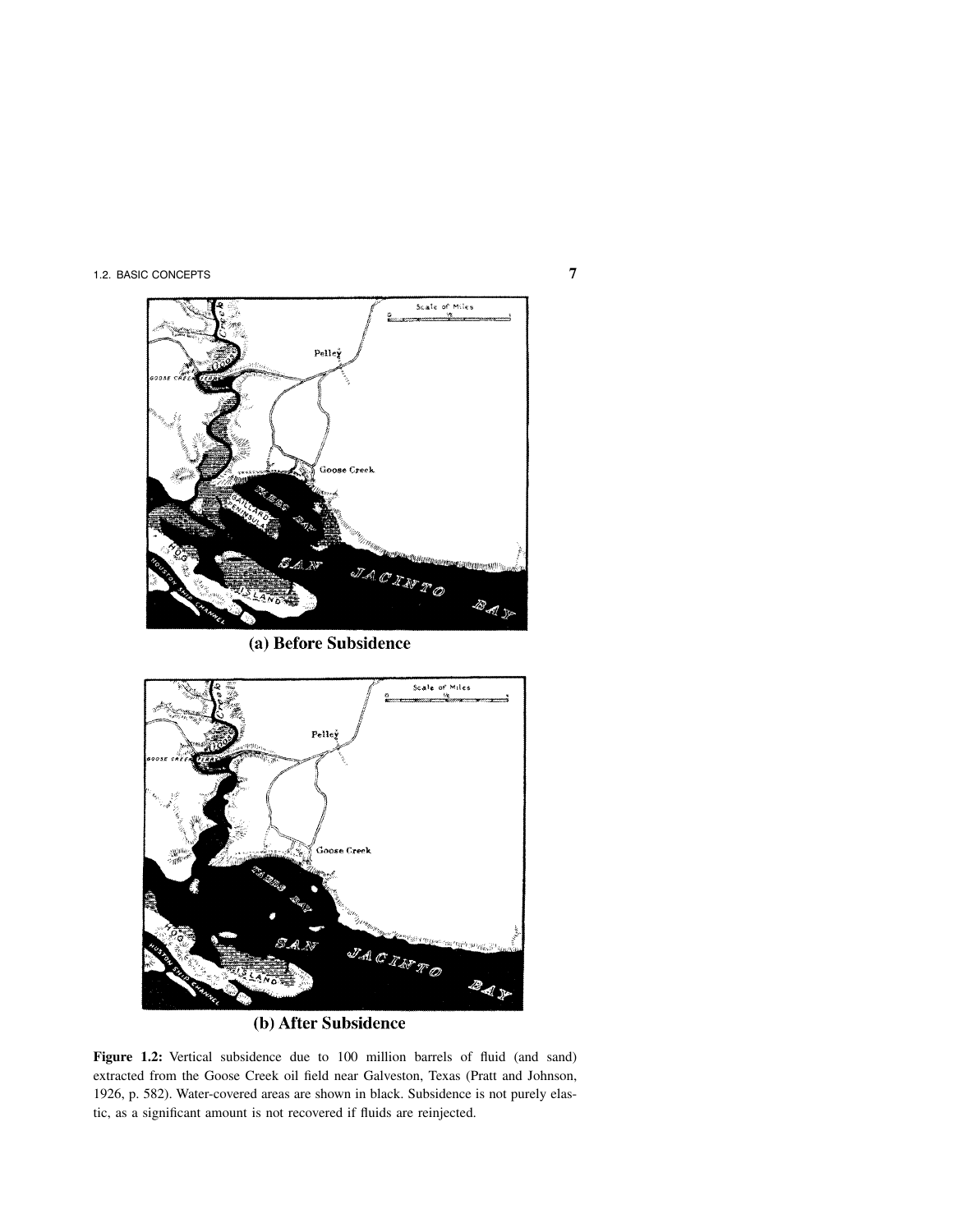(a) Before Subsidence

(b) After Subsidence

**Figure 1.2:** Vertical subsidence due to 100 million barrels of fluid (and sand) extracted from the Goose Creek oil field near Galveston, Texas (Pratt and Johnson, 1926, p. 582). Water-covered areas are shown in black. Subsidence is not purely elastic, as a significant amount is not recovered if fluids are reinjected.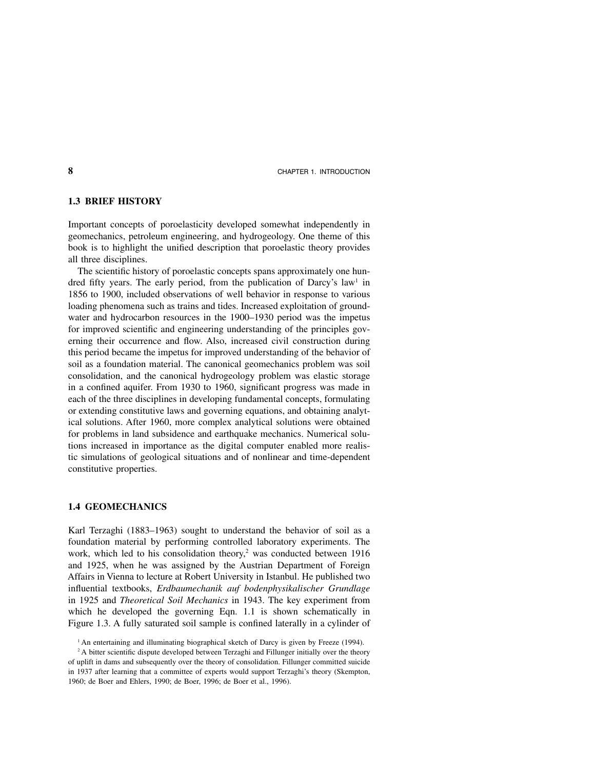## 1.3 BRIEF HISTORY

Important concepts of poroelasticity developed somewhat independently in geomechanics, petroleum engineering, and hydrogeology. One theme of this book is to highlight the unified description that poroelastic theory provides all three disciplines.

The scientific history of poroelastic concepts spans approximately one hundred fifty years. The early period, from the publication of Darcy's law[1] in 1856 to 1900, included observations of well behavior in response to various loading phenomena such as trains and tides. Increased exploitation of groundwater and hydrocarbon resources in the 1900–1930 period was the impetus for improved scientific and engineering understanding of the principles governing their occurrence and flow. Also, increased civil construction during this period became the impetus for improved understanding of the behavior of soil as a foundation material. The canonical geomechanics problem was soil consolidation, and the canonical hydrogeology problem was elastic storage in a confined aquifer. From 1930 to 1960, significant progress was made in each of the three disciplines in developing fundamental concepts, formulating or extending constitutive laws and governing equations, and obtaining analytical solutions. After 1960, more complex analytical solutions were obtained for problems in land subsidence and earthquake mechanics. Numerical solutions increased in importance as the digital computer enabled more realistic simulations of geological situations and of nonlinear and time-dependent constitutive properties.

## 1.4 GEOMECHANICS

Karl Terzaghi (1883–1963) sought to understand the behavior of soil as a foundation material by performing controlled laboratory experiments. The work, which led to his consolidation theory,[2] was conducted between 1916 and 1925, when he was assigned by the Austrian Department of Foreign Affairs in Vienna to lecture at Robert University in Istanbul. He published two influential textbooks, *Erdbaumechanik auf bodenphysikalischer Grundlage* in 1925 and *Theoretical Soil Mechanics* in 1943. The key experiment from which he developed the governing Eqn. 1.1 is shown schematically in Figure 1.3. A fully saturated soil sample is confined laterally in a cylinder of

[1] An entertaining and illuminating biographical sketch of Darcy is given by Freeze (1994).

[2] A bitter scientific dispute developed between Terzaghi and Fillunger initially over the theory of uplift in dams and subsequently over the theory of consolidation. Fillunger committed suicide in 1937 after learning that a committee of experts would support Terzaghi's theory (Skempton, 1960; de Boer and Ehlers, 1990; de Boer, 1996; de Boer et al., 1996).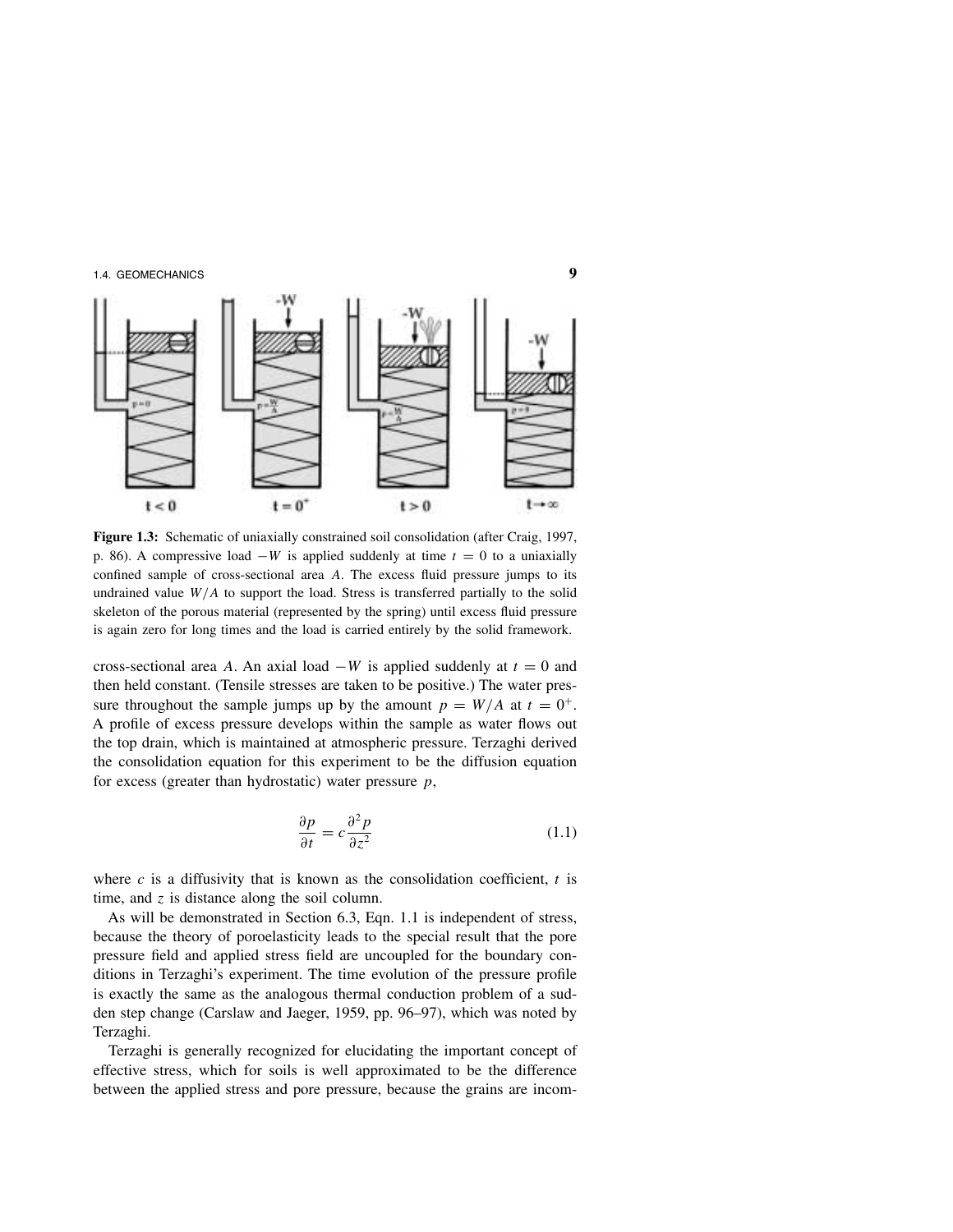**Figure 1.3:** Schematic of uniaxially constrained soil consolidation (after Craig, 1997, p. 86). A compressive load $-W$ is applied suddenly at time $t = 0$ to a uniaxially confined sample of cross-sectional area $A$. The excess fluid pressure jumps to its undrained value $W/A$ to support the load. Stress is transferred partially to the solid skeleton of the porous material (represented by the spring) until excess fluid pressure is again zero for long times and the load is carried entirely by the solid framework.

cross-sectional area $A$. An axial load $-W$ is applied suddenly at $t = 0$ and then held constant. (Tensile stresses are taken to be positive.) The water pressure throughout the sample jumps up by the amount $p = W/A$ at $t = 0^+$. A profile of excess pressure develops within the sample as water flows out the top drain, which is maintained at atmospheric pressure. Terzaghi derived the consolidation equation for this experiment to be the diffusion equation for excess (greater than hydrostatic) water pressure $p$,

$$\frac{\partial p}{\partial t} = c\frac{\partial^2 p}{\partial z^2} \tag{1.1}$$

where $c$ is a diffusivity that is known as the consolidation coefficient, $t$ is time, and $z$ is distance along the soil column.

As will be demonstrated in Section 6.3, Eqn. 1.1 is independent of stress, because the theory of poroelasticity leads to the special result that the pore pressure field and applied stress field are uncoupled for the boundary conditions in Terzaghi's experiment. The time evolution of the pressure profile is exactly the same as the analogous thermal conduction problem of a sudden step change (Carslaw and Jaeger, 1959, pp. 96–97), which was noted by Terzaghi.

Terzaghi is generally recognized for elucidating the important concept of effective stress, which for soils is well approximated to be the difference between the applied stress and pore pressure, because the grains are incom-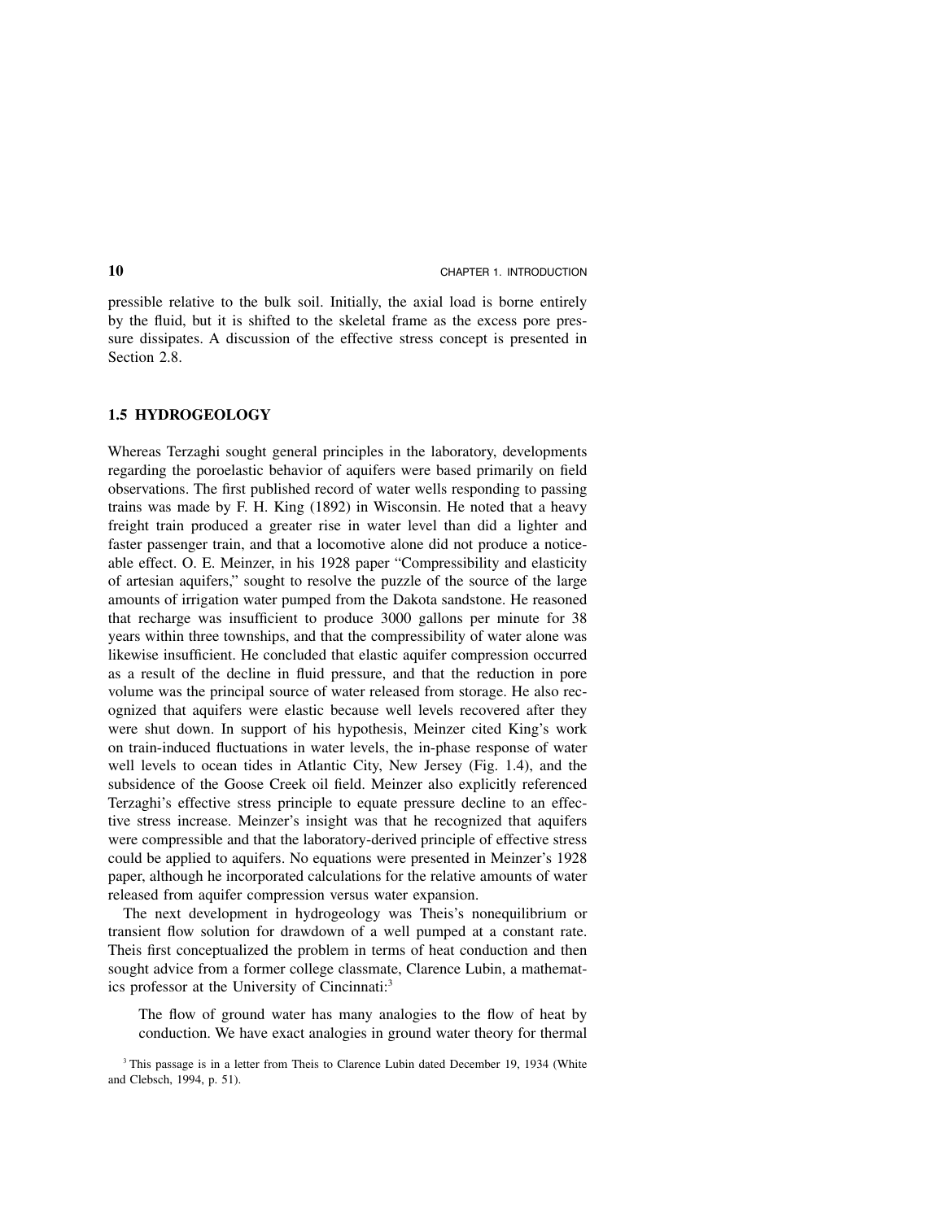pressible relative to the bulk soil. Initially, the axial load is borne entirely by the fluid, but it is shifted to the skeletal frame as the excess pore pressure dissipates. A discussion of the effective stress concept is presented in Section 2.8.

## 1.5 HYDROGEOLOGY

Whereas Terzaghi sought general principles in the laboratory, developments regarding the poroelastic behavior of aquifers were based primarily on field observations. The first published record of water wells responding to passing trains was made by F. H. King (1892) in Wisconsin. He noted that a heavy freight train produced a greater rise in water level than did a lighter and faster passenger train, and that a locomotive alone did not produce a noticeable effect. O. E. Meinzer, in his 1928 paper "Compressibility and elasticity of artesian aquifers," sought to resolve the puzzle of the source of the large amounts of irrigation water pumped from the Dakota sandstone. He reasoned that recharge was insufficient to produce 3000 gallons per minute for 38 years within three townships, and that the compressibility of water alone was likewise insufficient. He concluded that elastic aquifer compression occurred as a result of the decline in fluid pressure, and that the reduction in pore volume was the principal source of water released from storage. He also recognized that aquifers were elastic because well levels recovered after they were shut down. In support of his hypothesis, Meinzer cited King's work on train-induced fluctuations in water levels, the in-phase response of water well levels to ocean tides in Atlantic City, New Jersey (Fig. 1.4), and the subsidence of the Goose Creek oil field. Meinzer also explicitly referenced Terzaghi's effective stress principle to equate pressure decline to an effective stress increase. Meinzer's insight was that he recognized that aquifers were compressible and that the laboratory-derived principle of effective stress could be applied to aquifers. No equations were presented in Meinzer's 1928 paper, although he incorporated calculations for the relative amounts of water released from aquifer compression versus water expansion.

The next development in hydrogeology was Theis's nonequilibrium or transient flow solution for drawdown of a well pumped at a constant rate. Theis first conceptualized the problem in terms of heat conduction and then sought advice from a former college classmate, Clarence Lubin, a mathematics professor at the University of Cincinnati:[3]

> The flow of ground water has many analogies to the flow of heat by conduction. We have exact analogies in ground water theory for thermal

[3] This passage is in a letter from Theis to Clarence Lubin dated December 19, 1934 (White and Clebsch, 1994, p. 51).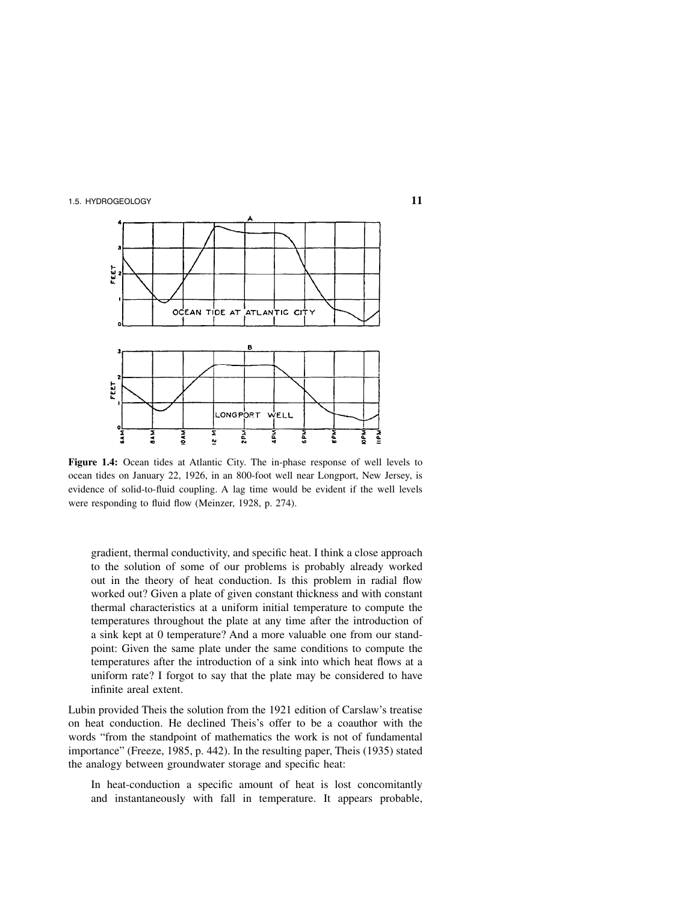**Figure 1.4:** Ocean tides at Atlantic City. The in-phase response of well levels to ocean tides on January 22, 1926, in an 800-foot well near Longport, New Jersey, is evidence of solid-to-fluid coupling. A lag time would be evident if the well levels were responding to fluid flow (Meinzer, 1928, p. 274).

> gradient, thermal conductivity, and specific heat. I think a close approach to the solution of some of our problems is probably already worked out in the theory of heat conduction. Is this problem in radial flow worked out? Given a plate of given constant thickness and with constant thermal characteristics at a uniform initial temperature to compute the temperatures throughout the plate at any time after the introduction of a sink kept at 0 temperature? And a more valuable one from our standpoint: Given the same plate under the same conditions to compute the temperatures after the introduction of a sink into which heat flows at a uniform rate? I forgot to say that the plate may be considered to have infinite areal extent.

Lubin provided Theis the solution from the 1921 edition of Carslaw's treatise on heat conduction. He declined Theis's offer to be a coauthor with the words "from the standpoint of mathematics the work is not of fundamental importance" (Freeze, 1985, p. 442). In the resulting paper, Theis (1935) stated the analogy between groundwater storage and specific heat:

> In heat-conduction a specific amount of heat is lost concomitantly and instantaneously with fall in temperature. It appears probable,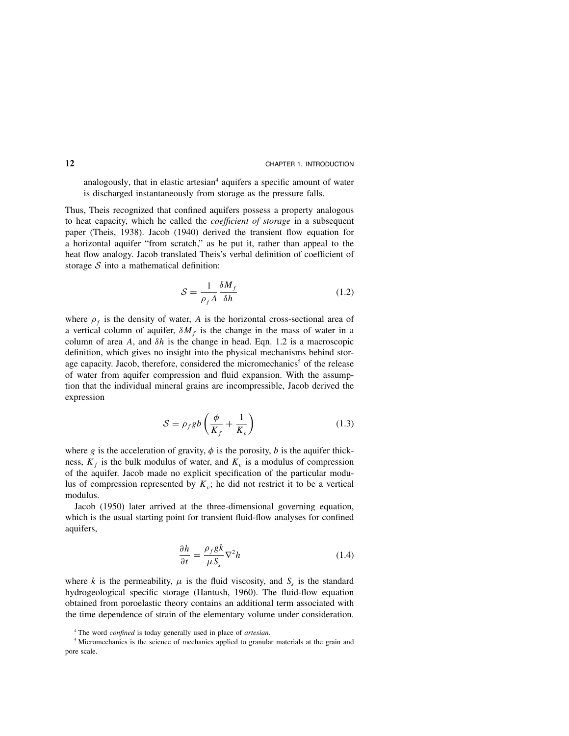analogously, that in elastic artesian[4] aquifers a specific amount of water is discharged instantaneously from storage as the pressure falls.

Thus, Theis recognized that confined aquifers possess a property analogous to heat capacity, which he called the *coefficient of storage* in a subsequent paper (Theis, 1938). Jacob (1940) derived the transient flow equation for a horizontal aquifer "from scratch," as he put it, rather than appeal to the heat flow analogy. Jacob translated Theis's verbal definition of coefficient of storage $\mathcal{S}$ into a mathematical definition:

$$\mathcal{S} = \frac{1}{\rho_f A} \frac{\delta M_f}{\delta h} \tag{1.2}$$

where $\rho_f$ is the density of water, $A$ is the horizontal cross-sectional area of a vertical column of aquifer, $\delta M_f$ is the change in the mass of water in a column of area $A$, and $\delta h$ is the change in head. Eqn. 1.2 is a macroscopic definition, which gives no insight into the physical mechanisms behind storage capacity. Jacob, therefore, considered the micromechanics[5] of the release of water from aquifer compression and fluid expansion. With the assumption that the individual mineral grains are incompressible, Jacob derived the expression

$$\mathcal{S} = \rho_f g b \left( \frac{\phi}{K_f} + \frac{1}{K_v} \right) \tag{1.3}$$

where $g$ is the acceleration of gravity, $\phi$ is the porosity, $b$ is the aquifer thickness, $K_f$ is the bulk modulus of water, and $K_v$ is a modulus of compression of the aquifer. Jacob made no explicit specification of the particular modulus of compression represented by $K_v$; he did not restrict it to be a vertical modulus.

Jacob (1950) later arrived at the three-dimensional governing equation, which is the usual starting point for transient fluid-flow analyses for confined aquifers,

$$\frac{\partial h}{\partial t} = \frac{\rho_f g k}{\mu S_s} \nabla^2 h \tag{1.4}$$

where $k$ is the permeability, $\mu$ is the fluid viscosity, and $S_s$ is the standard hydrogeological specific storage (Hantush, 1960). The fluid-flow equation obtained from poroelastic theory contains an additional term associated with the time dependence of strain of the elementary volume under consideration.

[4] The word *confined* is today generally used in place of *artesian*.

[5] Micromechanics is the science of mechanics applied to granular materials at the grain and pore scale.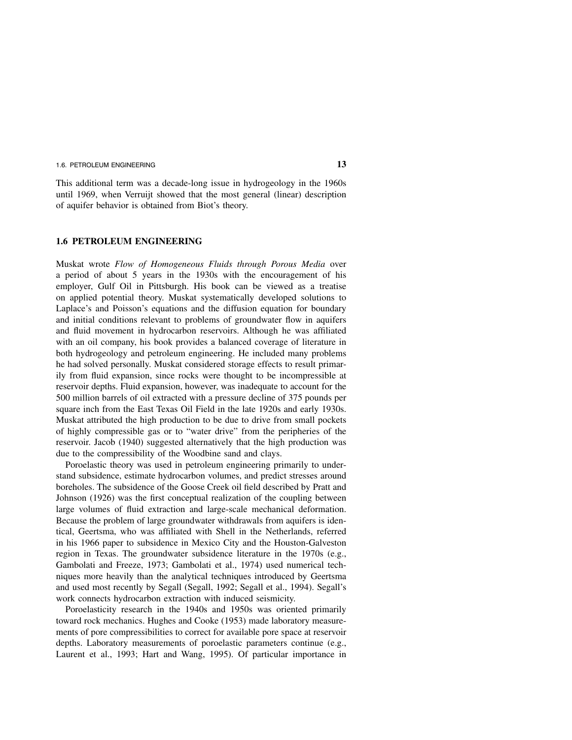This additional term was a decade-long issue in hydrogeology in the 1960s until 1969, when Verruijt showed that the most general (linear) description of aquifer behavior is obtained from Biot's theory.

## 1.6 PETROLEUM ENGINEERING

Muskat wrote *Flow of Homogeneous Fluids through Porous Media* over a period of about 5 years in the 1930s with the encouragement of his employer, Gulf Oil in Pittsburgh. His book can be viewed as a treatise on applied potential theory. Muskat systematically developed solutions to Laplace's and Poisson's equations and the diffusion equation for boundary and initial conditions relevant to problems of groundwater flow in aquifers and fluid movement in hydrocarbon reservoirs. Although he was affiliated with an oil company, his book provides a balanced coverage of literature in both hydrogeology and petroleum engineering. He included many problems he had solved personally. Muskat considered storage effects to result primarily from fluid expansion, since rocks were thought to be incompressible at reservoir depths. Fluid expansion, however, was inadequate to account for the 500 million barrels of oil extracted with a pressure decline of 375 pounds per square inch from the East Texas Oil Field in the late 1920s and early 1930s. Muskat attributed the high production to be due to drive from small pockets of highly compressible gas or to "water drive" from the peripheries of the reservoir. Jacob (1940) suggested alternatively that the high production was due to the compressibility of the Woodbine sand and clays.

Poroelastic theory was used in petroleum engineering primarily to understand subsidence, estimate hydrocarbon volumes, and predict stresses around boreholes. The subsidence of the Goose Creek oil field described by Pratt and Johnson (1926) was the first conceptual realization of the coupling between large volumes of fluid extraction and large-scale mechanical deformation. Because the problem of large groundwater withdrawals from aquifers is identical, Geertsma, who was affiliated with Shell in the Netherlands, referred in his 1966 paper to subsidence in Mexico City and the Houston-Galveston region in Texas. The groundwater subsidence literature in the 1970s (e.g., Gambolati and Freeze, 1973; Gambolati et al., 1974) used numerical techniques more heavily than the analytical techniques introduced by Geertsma and used most recently by Segall (Segall, 1992; Segall et al., 1994). Segall's work connects hydrocarbon extraction with induced seismicity.

Poroelasticity research in the 1940s and 1950s was oriented primarily toward rock mechanics. Hughes and Cooke (1953) made laboratory measurements of pore compressibilities to correct for available pore space at reservoir depths. Laboratory measurements of poroelastic parameters continue (e.g., Laurent et al., 1993; Hart and Wang, 1995). Of particular importance in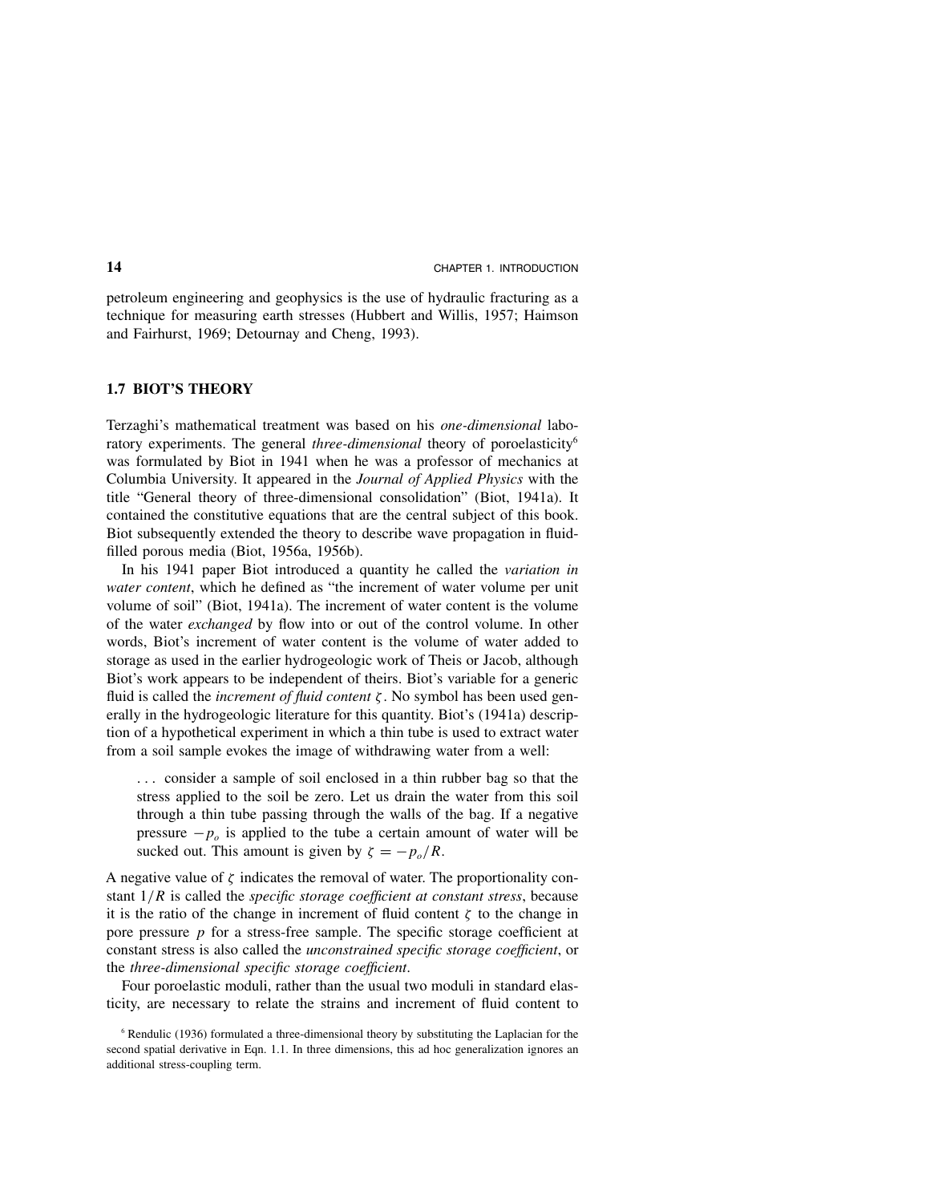petroleum engineering and geophysics is the use of hydraulic fracturing as a technique for measuring earth stresses (Hubbert and Willis, 1957; Haimson and Fairhurst, 1969; Detournay and Cheng, 1993).

## 1.7 BIOT'S THEORY

Terzaghi's mathematical treatment was based on his *one-dimensional* laboratory experiments. The general *three-dimensional* theory of poroelasticity[6] was formulated by Biot in 1941 when he was a professor of mechanics at Columbia University. It appeared in the *Journal of Applied Physics* with the title "General theory of three-dimensional consolidation" (Biot, 1941a). It contained the constitutive equations that are the central subject of this book. Biot subsequently extended the theory to describe wave propagation in fluid-filled porous media (Biot, 1956a, 1956b).

In his 1941 paper Biot introduced a quantity he called the *variation in water content*, which he defined as "the increment of water volume per unit volume of soil" (Biot, 1941a). The increment of water content is the volume of the water *exchanged* by flow into or out of the control volume. In other words, Biot's increment of water content is the volume of water added to storage as used in the earlier hydrogeologic work of Theis or Jacob, although Biot's work appears to be independent of theirs. Biot's variable for a generic fluid is called the *increment of fluid content* $\zeta$. No symbol has been used generally in the hydrogeologic literature for this quantity. Biot's (1941a) description of a hypothetical experiment in which a thin tube is used to extract water from a soil sample evokes the image of withdrawing water from a well:

> . . . consider a sample of soil enclosed in a thin rubber bag so that the stress applied to the soil be zero. Let us drain the water from this soil through a thin tube passing through the walls of the bag. If a negative pressure $-p_o$ is applied to the tube a certain amount of water will be sucked out. This amount is given by $\zeta = -p_o/R$.

A negative value of $\zeta$ indicates the removal of water. The proportionality constant $1/R$ is called the *specific storage coefficient at constant stress*, because it is the ratio of the change in increment of fluid content $\zeta$ to the change in pore pressure $p$ for a stress-free sample. The specific storage coefficient at constant stress is also called the *unconstrained specific storage coefficient*, or the *three-dimensional specific storage coefficient*.

Four poroelastic moduli, rather than the usual two moduli in standard elasticity, are necessary to relate the strains and increment of fluid content to

[6] Rendulic (1936) formulated a three-dimensional theory by substituting the Laplacian for the second spatial derivative in Eqn. 1.1. In three dimensions, this ad hoc generalization ignores an additional stress-coupling term.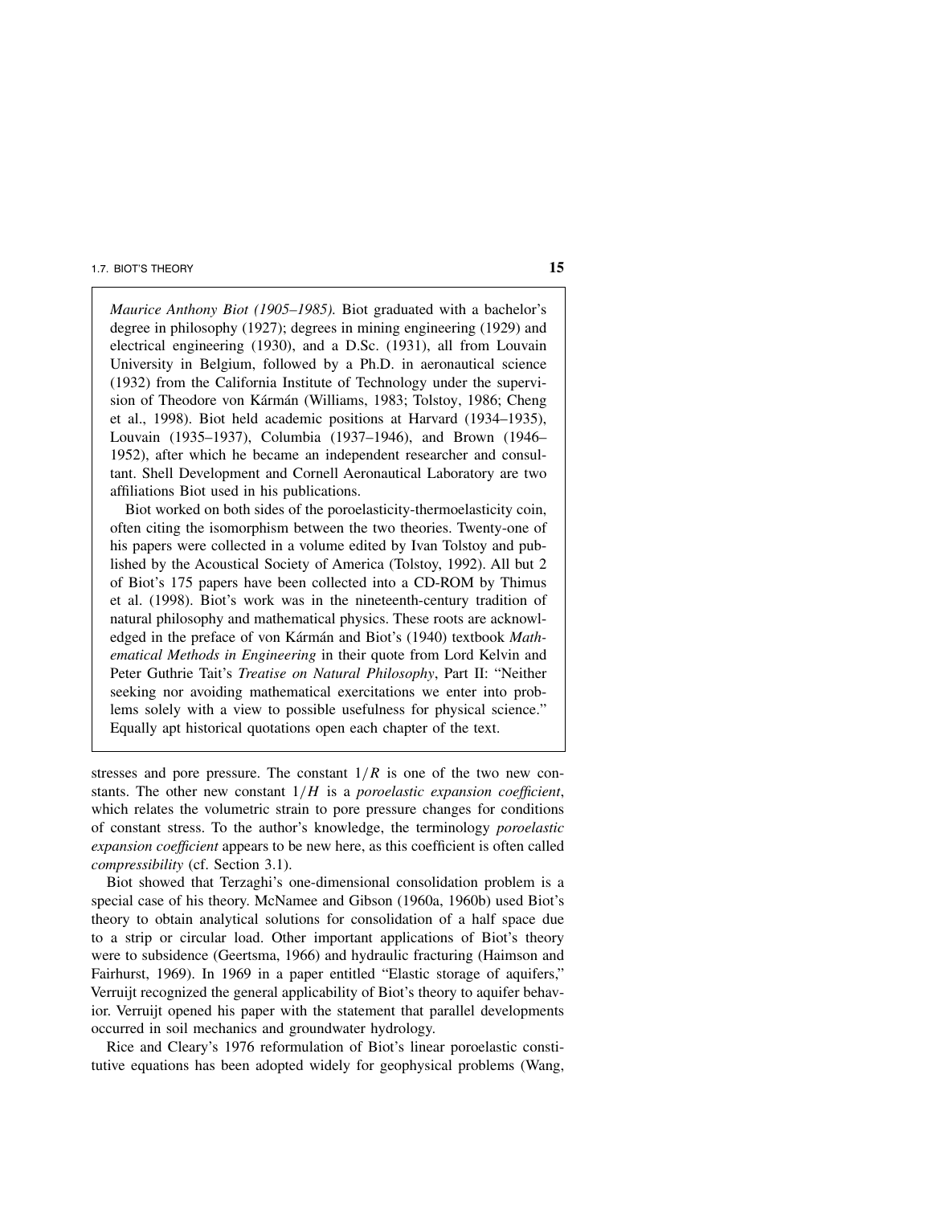*Maurice Anthony Biot (1905–1985).* Biot graduated with a bachelor's degree in philosophy (1927); degrees in mining engineering (1929) and electrical engineering (1930), and a D.Sc. (1931), all from Louvain University in Belgium, followed by a Ph.D. in aeronautical science (1932) from the California Institute of Technology under the supervision of Theodore von Kármán (Williams, 1983; Tolstoy, 1986; Cheng et al., 1998). Biot held academic positions at Harvard (1934–1935), Louvain (1935–1937), Columbia (1937–1946), and Brown (1946–1952), after which he became an independent researcher and consultant. Shell Development and Cornell Aeronautical Laboratory are two affiliations Biot used in his publications.

Biot worked on both sides of the poroelasticity-thermoelasticity coin, often citing the isomorphism between the two theories. Twenty-one of his papers were collected in a volume edited by Ivan Tolstoy and published by the Acoustical Society of America (Tolstoy, 1992). All but 2 of Biot's 175 papers have been collected into a CD-ROM by Thimus et al. (1998). Biot's work was in the nineteenth-century tradition of natural philosophy and mathematical physics. These roots are acknowledged in the preface of von Kármán and Biot's (1940) textbook *Mathematical Methods in Engineering* in their quote from Lord Kelvin and Peter Guthrie Tait's *Treatise on Natural Philosophy*, Part II: "Neither seeking nor avoiding mathematical exercitations we enter into problems solely with a view to possible usefulness for physical science." Equally apt historical quotations open each chapter of the text.

stresses and pore pressure. The constant $1/R$ is one of the two new constants. The other new constant $1/H$ is a *poroelastic expansion coefficient*, which relates the volumetric strain to pore pressure changes for conditions of constant stress. To the author's knowledge, the terminology *poroelastic expansion coefficient* appears to be new here, as this coefficient is often called *compressibility* (cf. Section 3.1).

Biot showed that Terzaghi's one-dimensional consolidation problem is a special case of his theory. McNamee and Gibson (1960a, 1960b) used Biot's theory to obtain analytical solutions for consolidation of a half space due to a strip or circular load. Other important applications of Biot's theory were to subsidence (Geertsma, 1966) and hydraulic fracturing (Haimson and Fairhurst, 1969). In 1969 in a paper entitled "Elastic storage of aquifers," Verruijt recognized the general applicability of Biot's theory to aquifer behavior. Verruijt opened his paper with the statement that parallel developments occurred in soil mechanics and groundwater hydrology.

Rice and Cleary's 1976 reformulation of Biot's linear poroelastic constitutive equations has been adopted widely for geophysical problems (Wang,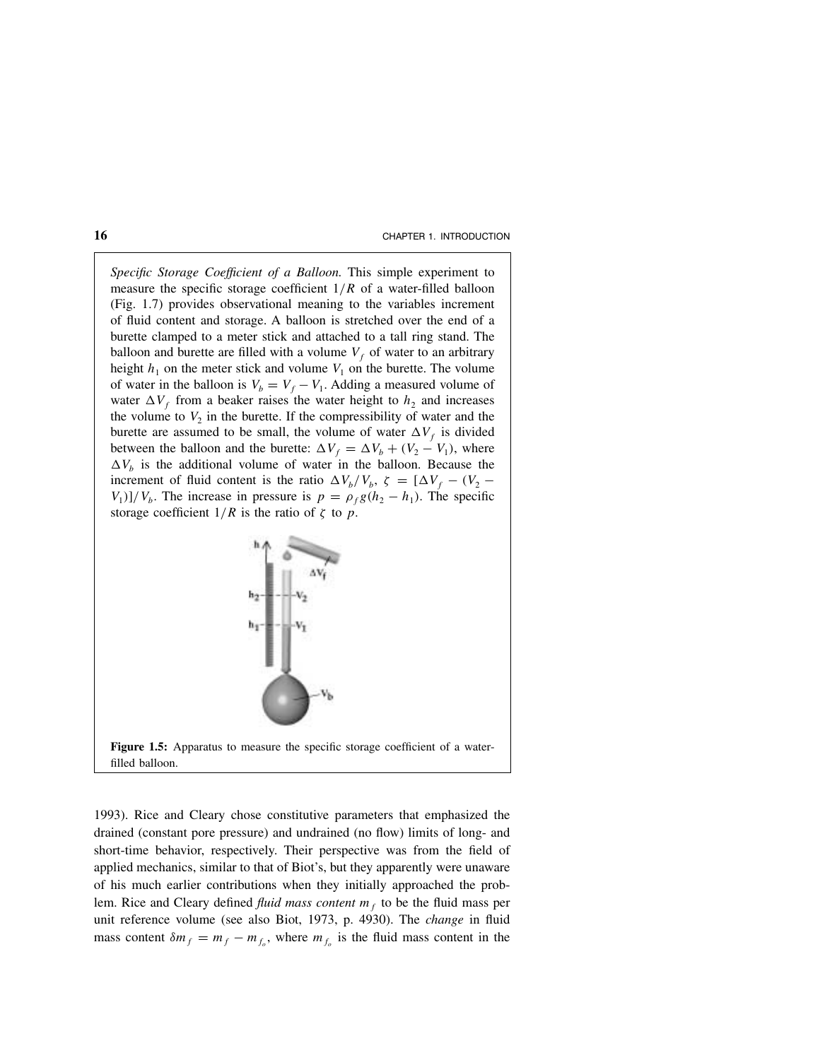*Specific Storage Coefficient of a Balloon.* This simple experiment to measure the specific storage coefficient $1/R$ of a water-filled balloon (Fig. 1.7) provides observational meaning to the variables increment of fluid content and storage. A balloon is stretched over the end of a burette clamped to a meter stick and attached to a tall ring stand. The balloon and burette are filled with a volume $V_f$ of water to an arbitrary height $h_1$ on the meter stick and volume $V_1$ on the burette. The volume of water in the balloon is $V_b = V_f - V_1$. Adding a measured volume of water $\Delta V_f$ from a beaker raises the water height to $h_2$ and increases the volume to $V_2$ in the burette. If the compressibility of water and the burette are assumed to be small, the volume of water $\Delta V_f$ is divided between the balloon and the burette: $\Delta V_f = \Delta V_b + (V_2 - V_1)$, where $\Delta V_b$ is the additional volume of water in the balloon. Because the increment of fluid content is the ratio $\Delta V_b / V_b$, $\zeta = [\Delta V_f - (V_2 - V_1)]/V_b$. The increase in pressure is $p = \rho_f g(h_2 - h_1)$. The specific storage coefficient $1/R$ is the ratio of $\zeta$ to $p$.

**Figure 1.5:** Apparatus to measure the specific storage coefficient of a water-filled balloon.

1993). Rice and Cleary chose constitutive parameters that emphasized the drained (constant pore pressure) and undrained (no flow) limits of long- and short-time behavior, respectively. Their perspective was from the field of applied mechanics, similar to that of Biot's, but they apparently were unaware of his much earlier contributions when they initially approached the problem. Rice and Cleary defined *fluid mass content* $m_f$ to be the fluid mass per unit reference volume (see also Biot, 1973, p. 4930). The *change* in fluid mass content $\delta m_f = m_f - m_{f_o}$, where $m_{f_o}$ is the fluid mass content in the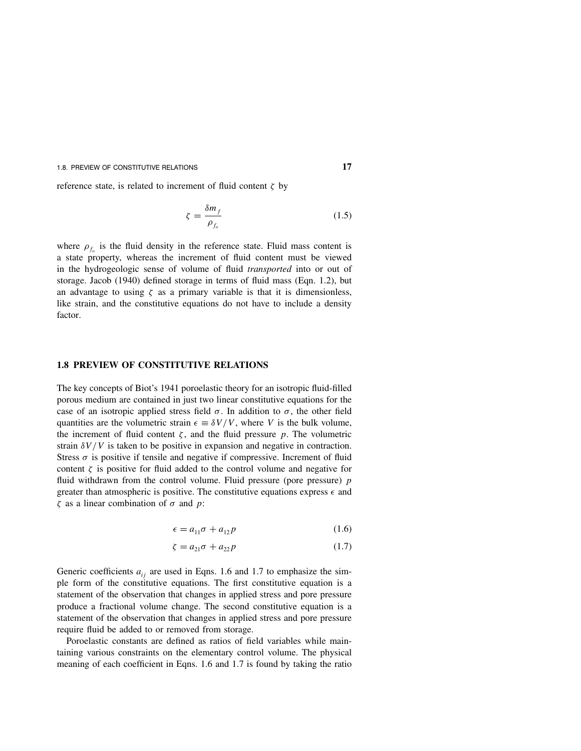reference state, is related to increment of fluid content $\zeta$ by

$$\zeta = \frac{\delta m_f}{\rho_{f_o}} \tag{1.5}$$

where $\rho_{f_o}$ is the fluid density in the reference state. Fluid mass content is a state property, whereas the increment of fluid content must be viewed in the hydrogeologic sense of volume of fluid *transported* into or out of storage. Jacob (1940) defined storage in terms of fluid mass (Eqn. 1.2), but an advantage to using $\zeta$ as a primary variable is that it is dimensionless, like strain, and the constitutive equations do not have to include a density factor.

## 1.8 PREVIEW OF CONSTITUTIVE RELATIONS

The key concepts of Biot's 1941 poroelastic theory for an isotropic fluid-filled porous medium are contained in just two linear constitutive equations for the case of an isotropic applied stress field $\sigma$. In addition to $\sigma$, the other field quantities are the volumetric strain $\epsilon \equiv \delta V/V$, where $V$ is the bulk volume, the increment of fluid content $\zeta$, and the fluid pressure $p$. The volumetric strain $\delta V/V$ is taken to be positive in expansion and negative in contraction. Stress $\sigma$ is positive if tensile and negative if compressive. Increment of fluid content $\zeta$ is positive for fluid added to the control volume and negative for fluid withdrawn from the control volume. Fluid pressure (pore pressure) $p$ greater than atmospheric is positive. The constitutive equations express $\epsilon$ and $\zeta$ as a linear combination of $\sigma$ and $p$:

$$\epsilon = a_{11}\sigma + a_{12}p \tag{1.6}$$

$$\zeta = a_{21}\sigma + a_{22}p \tag{1.7}$$

Generic coefficients $a_{ij}$ are used in Eqns. 1.6 and 1.7 to emphasize the simple form of the constitutive equations. The first constitutive equation is a statement of the observation that changes in applied stress and pore pressure produce a fractional volume change. The second constitutive equation is a statement of the observation that changes in applied stress and pore pressure require fluid be added to or removed from storage.

Poroelastic constants are defined as ratios of field variables while maintaining various constraints on the elementary control volume. The physical meaning of each coefficient in Eqns. 1.6 and 1.7 is found by taking the ratio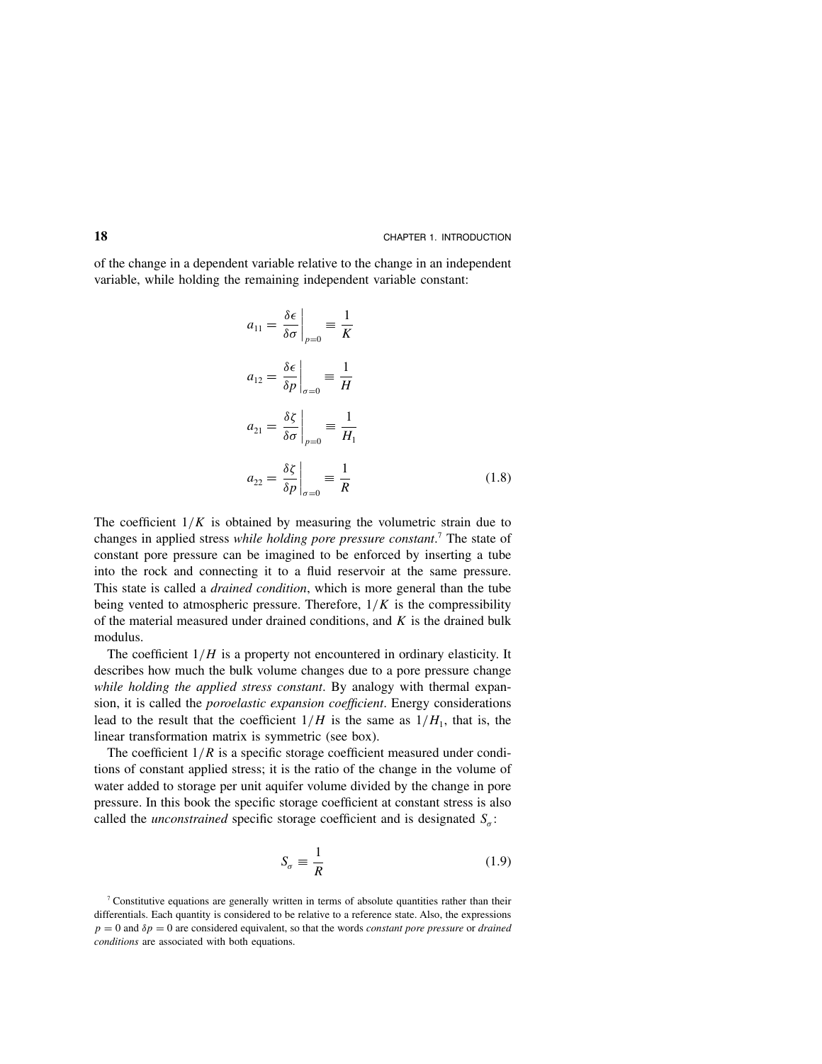of the change in a dependent variable relative to the change in an independent variable, while holding the remaining independent variable constant:

$$
\begin{aligned}
a_{11} &= \left.\frac{\delta\epsilon}{\delta\sigma}\right|_{p=0} \equiv \frac{1}{K} \\
a_{12} &= \left.\frac{\delta\epsilon}{\delta p}\right|_{\sigma=0} \equiv \frac{1}{H} \\
a_{21} &= \left.\frac{\delta\zeta}{\delta\sigma}\right|_{p=0} \equiv \frac{1}{H_1} \\
a_{22} &= \left.\frac{\delta\zeta}{\delta p}\right|_{\sigma=0} \equiv \frac{1}{R}
\end{aligned} \tag{1.8}
$$

The coefficient $1/K$ is obtained by measuring the volumetric strain due to changes in applied stress *while holding pore pressure constant*.[7] The state of constant pore pressure can be imagined to be enforced by inserting a tube into the rock and connecting it to a fluid reservoir at the same pressure. This state is called a *drained condition*, which is more general than the tube being vented to atmospheric pressure. Therefore, $1/K$ is the compressibility of the material measured under drained conditions, and $K$ is the drained bulk modulus.

The coefficient $1/H$ is a property not encountered in ordinary elasticity. It describes how much the bulk volume changes due to a pore pressure change *while holding the applied stress constant*. By analogy with thermal expansion, it is called the *poroelastic expansion coefficient*. Energy considerations lead to the result that the coefficient $1/H$ is the same as $1/H_1$, that is, the linear transformation matrix is symmetric (see box).

The coefficient $1/R$ is a specific storage coefficient measured under conditions of constant applied stress; it is the ratio of the change in the volume of water added to storage per unit aquifer volume divided by the change in pore pressure. In this book the specific storage coefficient at constant stress is also called the *unconstrained* specific storage coefficient and is designated $S_\sigma$:

$$
S_\sigma \equiv \frac{1}{R} \tag{1.9}
$$

[7] Constitutive equations are generally written in terms of absolute quantities rather than their differentials. Each quantity is considered to be relative to a reference state. Also, the expressions $p = 0$ and $\delta p = 0$ are considered equivalent, so that the words *constant pore pressure* or *drained conditions* are associated with both equations.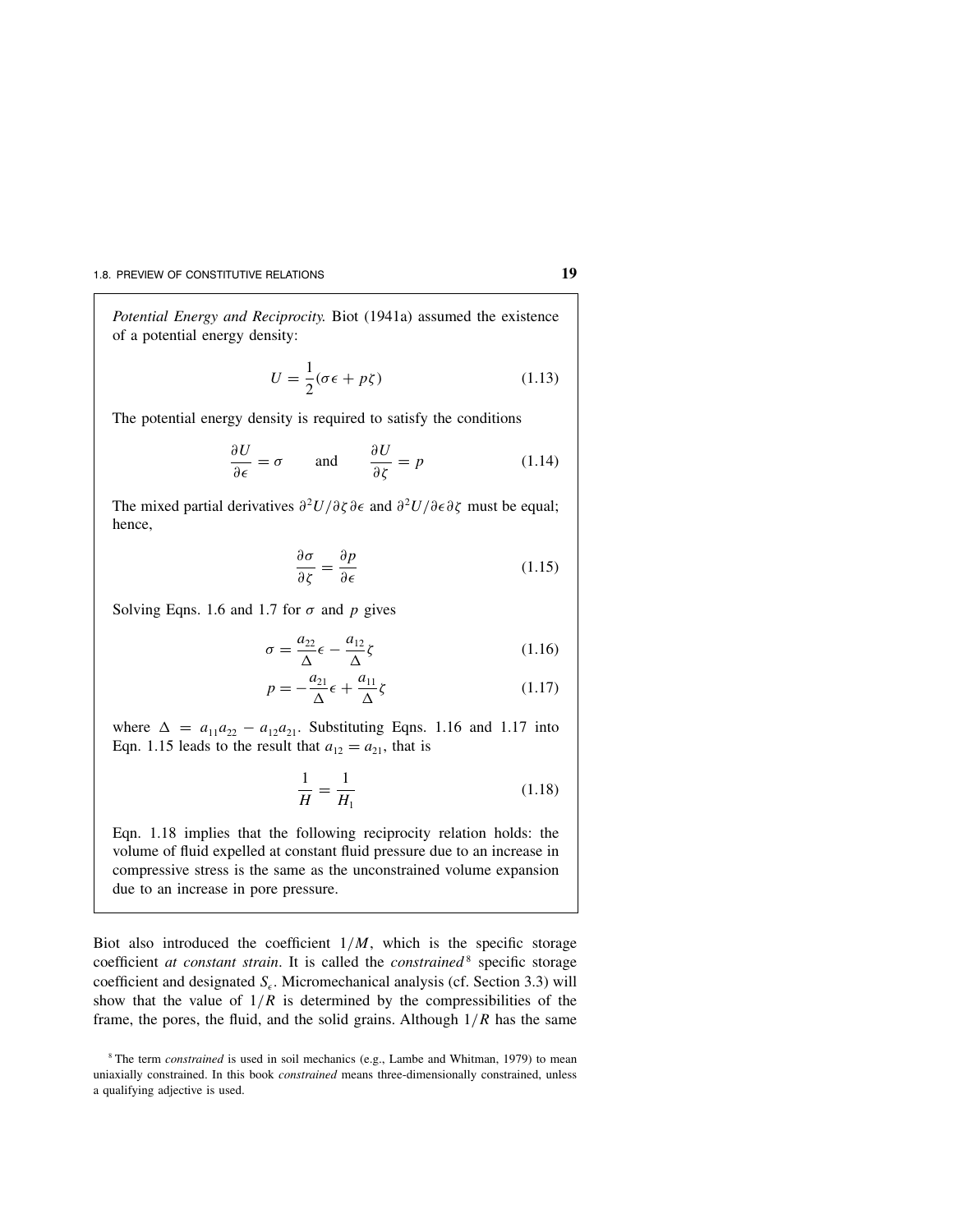*Potential Energy and Reciprocity.* Biot (1941a) assumed the existence of a potential energy density:

$$U = \frac{1}{2}(\sigma\epsilon + p\zeta) \tag{1.13}$$

The potential energy density is required to satisfy the conditions

$$\frac{\partial U}{\partial \epsilon} = \sigma \qquad \text{and} \qquad \frac{\partial U}{\partial \zeta} = p \tag{1.14}$$

The mixed partial derivatives $\partial^2 U/\partial\zeta\,\partial\epsilon$ and $\partial^2 U/\partial\epsilon\,\partial\zeta$ must be equal; hence,

$$\frac{\partial \sigma}{\partial \zeta} = \frac{\partial p}{\partial \epsilon} \tag{1.15}$$

Solving Eqns. 1.6 and 1.7 for $\sigma$ and $p$ gives

$$\sigma = \frac{a_{22}}{\Delta}\epsilon - \frac{a_{12}}{\Delta}\zeta \tag{1.16}$$

$$p = -\frac{a_{21}}{\Delta}\epsilon + \frac{a_{11}}{\Delta}\zeta \tag{1.17}$$

where $\Delta = a_{11}a_{22} - a_{12}a_{21}$. Substituting Eqns. 1.16 and 1.17 into Eqn. 1.15 leads to the result that $a_{12} = a_{21}$, that is

$$\frac{1}{H} = \frac{1}{H_1} \tag{1.18}$$

Eqn. 1.18 implies that the following reciprocity relation holds: the volume of fluid expelled at constant fluid pressure due to an increase in compressive stress is the same as the unconstrained volume expansion due to an increase in pore pressure.

Biot also introduced the coefficient $1/M$, which is the specific storage coefficient *at constant strain*. It is called the *constrained*[8] specific storage coefficient and designated $S_\epsilon$. Micromechanical analysis (cf. Section 3.3) will show that the value of $1/R$ is determined by the compressibilities of the frame, the pores, the fluid, and the solid grains. Although $1/R$ has the same

[8] The term *constrained* is used in soil mechanics (e.g., Lambe and Whitman, 1979) to mean uniaxially constrained. In this book *constrained* means three-dimensionally constrained, unless a qualifying adjective is used.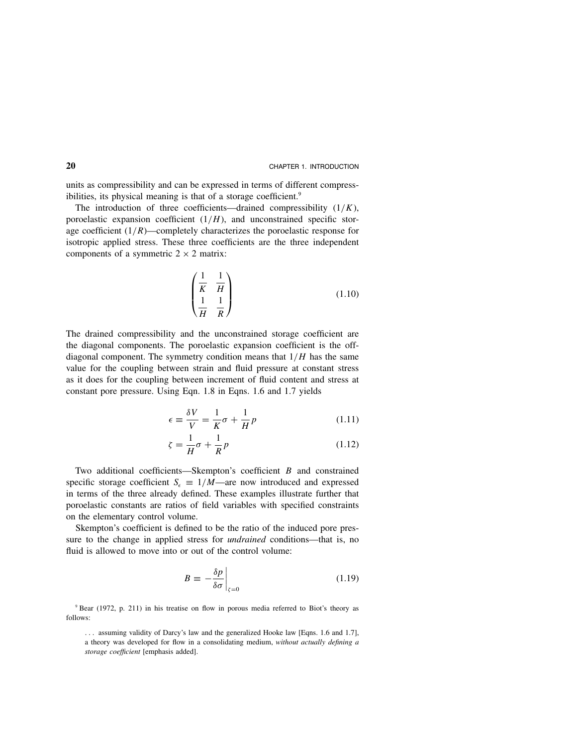units as compressibility and can be expressed in terms of different compressibilities, its physical meaning is that of a storage coefficient.[9]

The introduction of three coefficients—drained compressibility ($1/K$), poroelastic expansion coefficient ($1/H$), and unconstrained specific storage coefficient ($1/R$)—completely characterizes the poroelastic response for isotropic applied stress. These three coefficients are the three independent components of a symmetric $2 \times 2$ matrix:

$$\begin{pmatrix} \dfrac{1}{K} & \dfrac{1}{H} \\ \dfrac{1}{H} & \dfrac{1}{R} \end{pmatrix} \tag{1.10}$$

The drained compressibility and the unconstrained storage coefficient are the diagonal components. The poroelastic expansion coefficient is the off-diagonal component. The symmetry condition means that $1/H$ has the same value for the coupling between strain and fluid pressure at constant stress as it does for the coupling between increment of fluid content and stress at constant pore pressure. Using Eqn. 1.8 in Eqns. 1.6 and 1.7 yields

$$\epsilon \equiv \frac{\delta V}{V} = \frac{1}{K}\sigma + \frac{1}{H}p \tag{1.11}$$

$$\zeta = \frac{1}{H}\sigma + \frac{1}{R}p \tag{1.12}$$

Two additional coefficients—Skempton's coefficient $B$ and constrained specific storage coefficient $S_\epsilon \equiv 1/M$—are now introduced and expressed in terms of the three already defined. These examples illustrate further that poroelastic constants are ratios of field variables with specified constraints on the elementary control volume.

Skempton's coefficient is defined to be the ratio of the induced pore pressure to the change in applied stress for *undrained* conditions—that is, no fluid is allowed to move into or out of the control volume:

$$B \equiv -\left.\frac{\delta p}{\delta \sigma}\right|_{\zeta=0} \tag{1.19}$$

[9] Bear (1972, p. 211) in his treatise on flow in porous media referred to Biot's theory as follows:

> . . . assuming validity of Darcy's law and the generalized Hooke law [Eqns. 1.6 and 1.7], a theory was developed for flow in a consolidating medium, *without actually defining a storage coefficient* [emphasis added].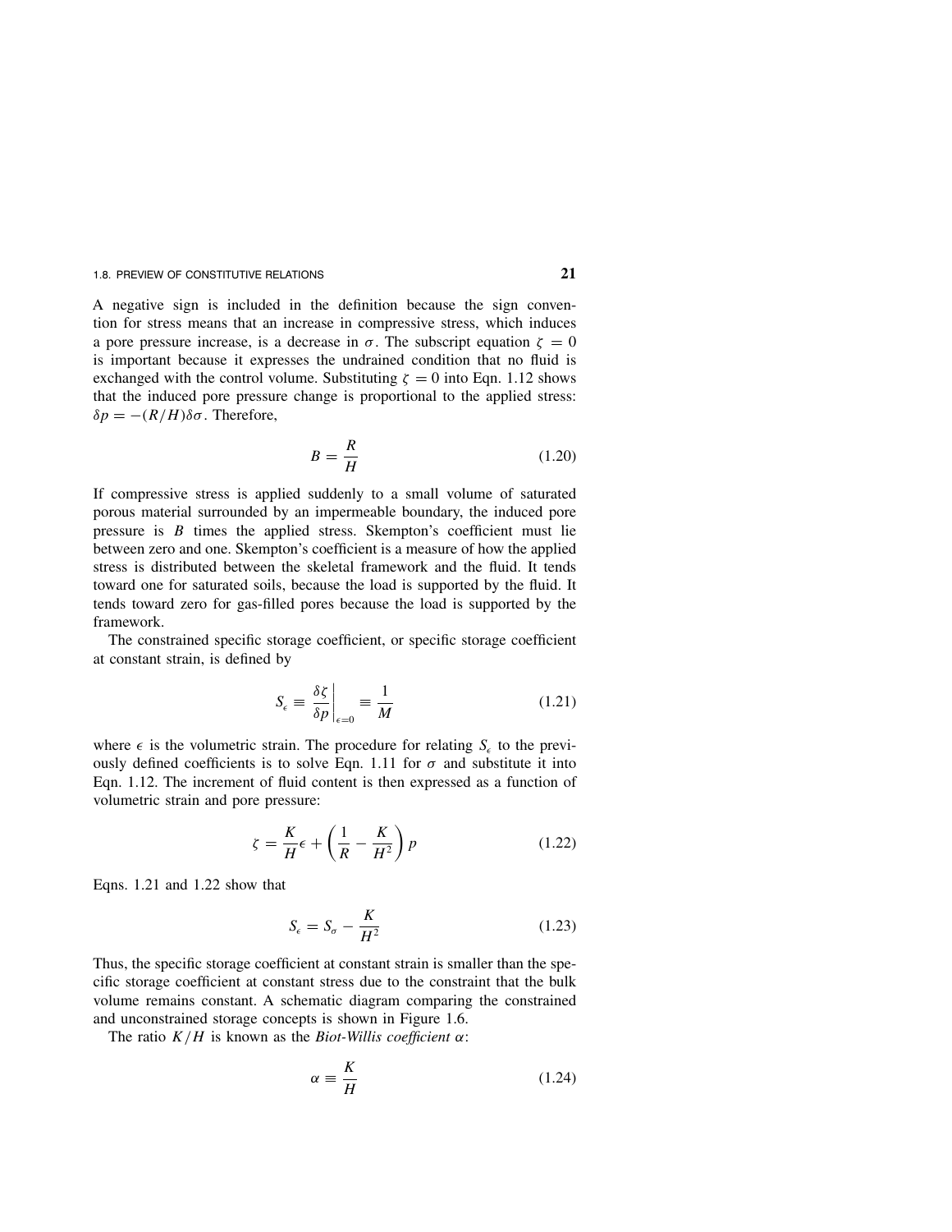A negative sign is included in the definition because the sign convention for stress means that an increase in compressive stress, which induces a pore pressure increase, is a decrease in $\sigma$. The subscript equation $\zeta = 0$ is important because it expresses the undrained condition that no fluid is exchanged with the control volume. Substituting $\zeta = 0$ into Eqn. 1.12 shows that the induced pore pressure change is proportional to the applied stress: $\delta p = -(R/H)\delta\sigma$. Therefore,

$$B = \frac{R}{H} \tag{1.20}$$

If compressive stress is applied suddenly to a small volume of saturated porous material surrounded by an impermeable boundary, the induced pore pressure is $B$ times the applied stress. Skempton's coefficient must lie between zero and one. Skempton's coefficient is a measure of how the applied stress is distributed between the skeletal framework and the fluid. It tends toward one for saturated soils, because the load is supported by the fluid. It tends toward zero for gas-filled pores because the load is supported by the framework.

The constrained specific storage coefficient, or specific storage coefficient at constant strain, is defined by

$$S_\epsilon \equiv \left.\frac{\delta\zeta}{\delta p}\right|_{\epsilon=0} \equiv \frac{1}{M} \tag{1.21}$$

where $\epsilon$ is the volumetric strain. The procedure for relating $S_\epsilon$ to the previously defined coefficients is to solve Eqn. 1.11 for $\sigma$ and substitute it into Eqn. 1.12. The increment of fluid content is then expressed as a function of volumetric strain and pore pressure:

$$\zeta = \frac{K}{H}\epsilon + \left(\frac{1}{R} - \frac{K}{H^2}\right)p \tag{1.22}$$

Eqns. 1.21 and 1.22 show that

$$S_\epsilon = S_\sigma - \frac{K}{H^2} \tag{1.23}$$

Thus, the specific storage coefficient at constant strain is smaller than the specific storage coefficient at constant stress due to the constraint that the bulk volume remains constant. A schematic diagram comparing the constrained and unconstrained storage concepts is shown in Figure 1.6.

The ratio $K/H$ is known as the *Biot-Willis coefficient* $\alpha$:

$$\alpha \equiv \frac{K}{H} \tag{1.24}$$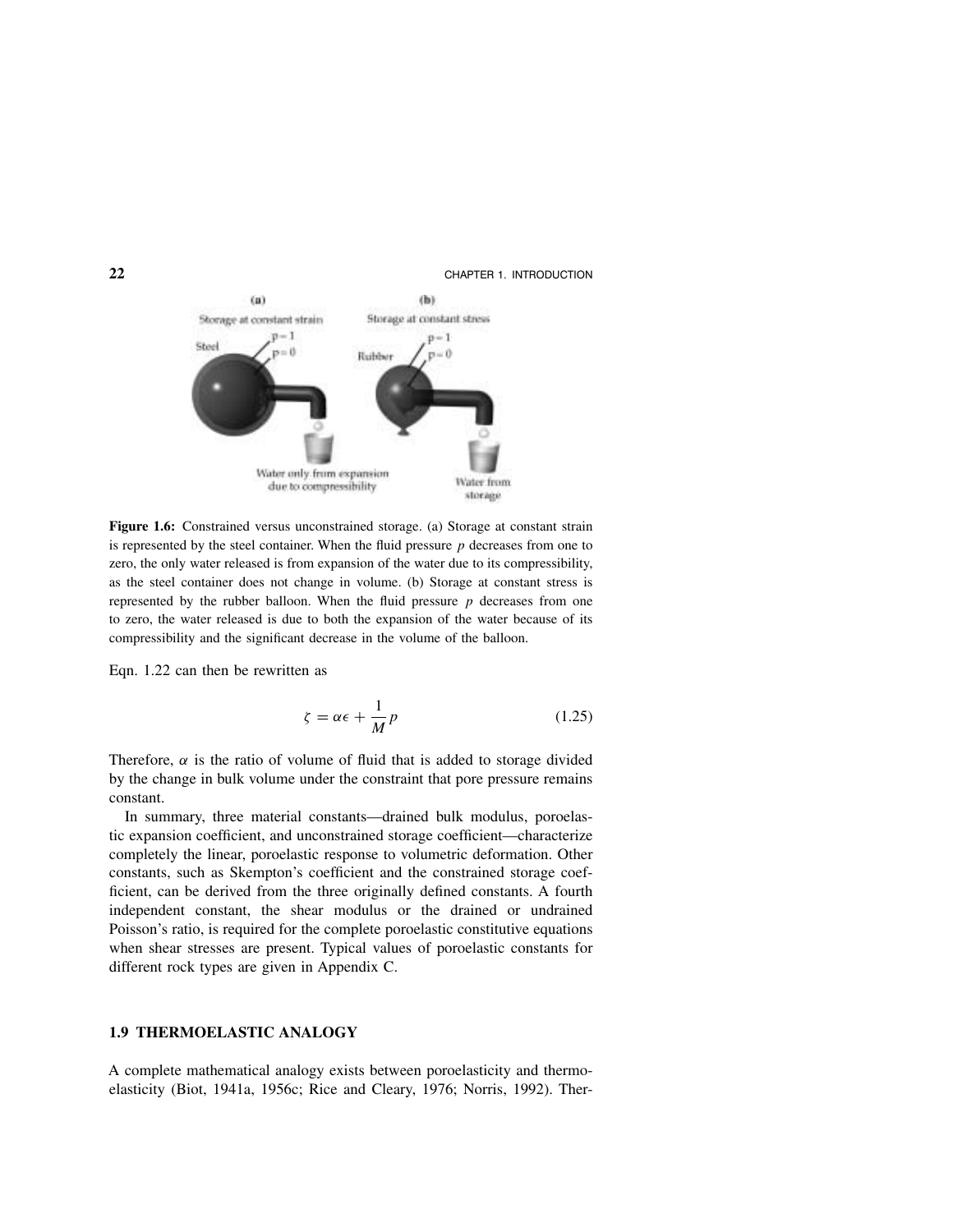**Figure 1.6:** Constrained versus unconstrained storage. (a) Storage at constant strain is represented by the steel container. When the fluid pressure $p$ decreases from one to zero, the only water released is from expansion of the water due to its compressibility, as the steel container does not change in volume. (b) Storage at constant stress is represented by the rubber balloon. When the fluid pressure $p$ decreases from one to zero, the water released is due to both the expansion of the water because of its compressibility and the significant decrease in the volume of the balloon.

Eqn. 1.22 can then be rewritten as

$$\zeta = \alpha\epsilon + \frac{1}{M}p \tag{1.25}$$

Therefore, $\alpha$ is the ratio of volume of fluid that is added to storage divided by the change in bulk volume under the constraint that pore pressure remains constant.

In summary, three material constants—drained bulk modulus, poroelastic expansion coefficient, and unconstrained storage coefficient—characterize completely the linear, poroelastic response to volumetric deformation. Other constants, such as Skempton's coefficient and the constrained storage coefficient, can be derived from the three originally defined constants. A fourth independent constant, the shear modulus or the drained or undrained Poisson's ratio, is required for the complete poroelastic constitutive equations when shear stresses are present. Typical values of poroelastic constants for different rock types are given in Appendix C.

## 1.9 THERMOELASTIC ANALOGY

A complete mathematical analogy exists between poroelasticity and thermoelasticity (Biot, 1941a, 1956c; Rice and Cleary, 1976; Norris, 1992). Ther-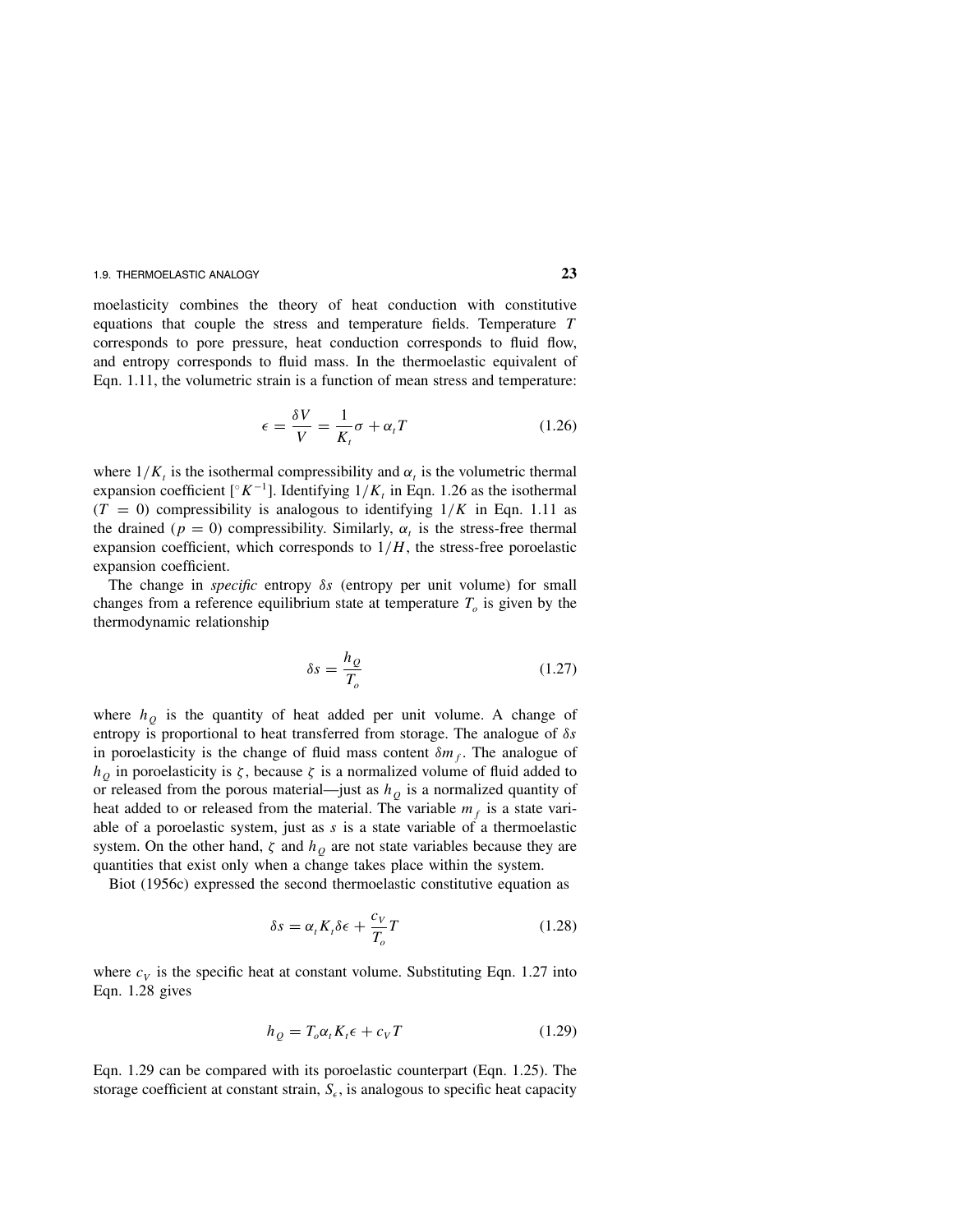moelasticity combines the theory of heat conduction with constitutive equations that couple the stress and temperature fields. Temperature $T$ corresponds to pore pressure, heat conduction corresponds to fluid flow, and entropy corresponds to fluid mass. In the thermoelastic equivalent of Eqn. 1.11, the volumetric strain is a function of mean stress and temperature:

$$\epsilon = \frac{\delta V}{V} = \frac{1}{K_t}\sigma + \alpha_t T \tag{1.26}$$

where $1/K_t$ is the isothermal compressibility and $\alpha_t$ is the volumetric thermal expansion coefficient [$^\circ K^{-1}$]. Identifying $1/K_t$ in Eqn. 1.26 as the isothermal ($T = 0$) compressibility is analogous to identifying $1/K$ in Eqn. 1.11 as the drained ($p = 0$) compressibility. Similarly, $\alpha_t$ is the stress-free thermal expansion coefficient, which corresponds to $1/H$, the stress-free poroelastic expansion coefficient.

The change in *specific* entropy $\delta s$ (entropy per unit volume) for small changes from a reference equilibrium state at temperature $T_o$ is given by the thermodynamic relationship

$$\delta s = \frac{h_Q}{T_o} \tag{1.27}$$

where $h_Q$ is the quantity of heat added per unit volume. A change of entropy is proportional to heat transferred from storage. The analogue of $\delta s$ in poroelasticity is the change of fluid mass content $\delta m_f$. The analogue of $h_Q$ in poroelasticity is $\zeta$, because $\zeta$ is a normalized volume of fluid added to or released from the porous material—just as $h_Q$ is a normalized quantity of heat added to or released from the material. The variable $m_f$ is a state variable of a poroelastic system, just as $s$ is a state variable of a thermoelastic system. On the other hand, $\zeta$ and $h_Q$ are not state variables because they are quantities that exist only when a change takes place within the system.

Biot (1956c) expressed the second thermoelastic constitutive equation as

$$\delta s = \alpha_t K_t \delta\epsilon + \frac{c_V}{T_o} T \tag{1.28}$$

where $c_V$ is the specific heat at constant volume. Substituting Eqn. 1.27 into Eqn. 1.28 gives

$$h_Q = T_o \alpha_t K_t \epsilon + c_V T \tag{1.29}$$

Eqn. 1.29 can be compared with its poroelastic counterpart (Eqn. 1.25). The storage coefficient at constant strain, $S_\epsilon$, is analogous to specific heat capacity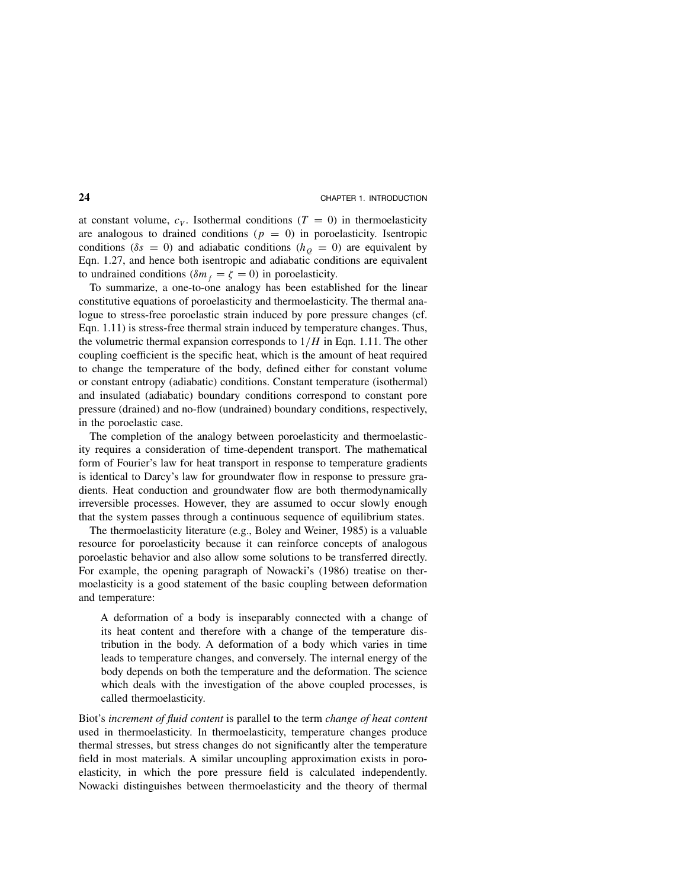at constant volume, $c_V$. Isothermal conditions ($T = 0$) in thermoelasticity are analogous to drained conditions ($p = 0$) in poroelasticity. Isentropic conditions ($\delta s = 0$) and adiabatic conditions ($h_Q = 0$) are equivalent by Eqn. 1.27, and hence both isentropic and adiabatic conditions are equivalent to undrained conditions ($\delta m_f = \zeta = 0$) in poroelasticity.

To summarize, a one-to-one analogy has been established for the linear constitutive equations of poroelasticity and thermoelasticity. The thermal analogue to stress-free poroelastic strain induced by pore pressure changes (cf. Eqn. 1.11) is stress-free thermal strain induced by temperature changes. Thus, the volumetric thermal expansion corresponds to $1/H$ in Eqn. 1.11. The other coupling coefficient is the specific heat, which is the amount of heat required to change the temperature of the body, defined either for constant volume or constant entropy (adiabatic) conditions. Constant temperature (isothermal) and insulated (adiabatic) boundary conditions correspond to constant pore pressure (drained) and no-flow (undrained) boundary conditions, respectively, in the poroelastic case.

The completion of the analogy between poroelasticity and thermoelasticity requires a consideration of time-dependent transport. The mathematical form of Fourier's law for heat transport in response to temperature gradients is identical to Darcy's law for groundwater flow in response to pressure gradients. Heat conduction and groundwater flow are both thermodynamically irreversible processes. However, they are assumed to occur slowly enough that the system passes through a continuous sequence of equilibrium states.

The thermoelasticity literature (e.g., Boley and Weiner, 1985) is a valuable resource for poroelasticity because it can reinforce concepts of analogous poroelastic behavior and also allow some solutions to be transferred directly. For example, the opening paragraph of Nowacki's (1986) treatise on thermoelasticity is a good statement of the basic coupling between deformation and temperature:

> A deformation of a body is inseparably connected with a change of its heat content and therefore with a change of the temperature distribution in the body. A deformation of a body which varies in time leads to temperature changes, and conversely. The internal energy of the body depends on both the temperature and the deformation. The science which deals with the investigation of the above coupled processes, is called thermoelasticity.

Biot's *increment of fluid content* is parallel to the term *change of heat content* used in thermoelasticity. In thermoelasticity, temperature changes produce thermal stresses, but stress changes do not significantly alter the temperature field in most materials. A similar uncoupling approximation exists in poroelasticity, in which the pore pressure field is calculated independently. Nowacki distinguishes between thermoelasticity and the theory of thermal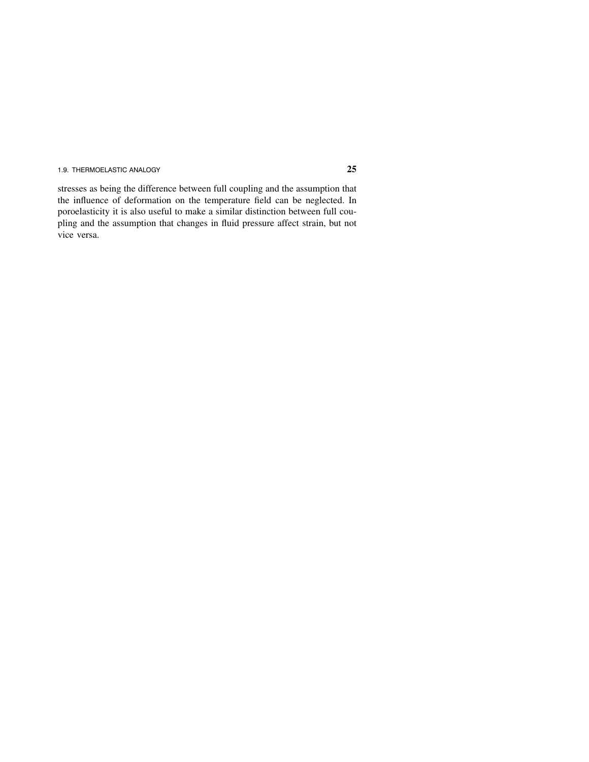stresses as being the difference between full coupling and the assumption that the influence of deformation on the temperature field can be neglected. In poroelasticity it is also useful to make a similar distinction between full coupling and the assumption that changes in fluid pressure affect strain, but not vice versa.